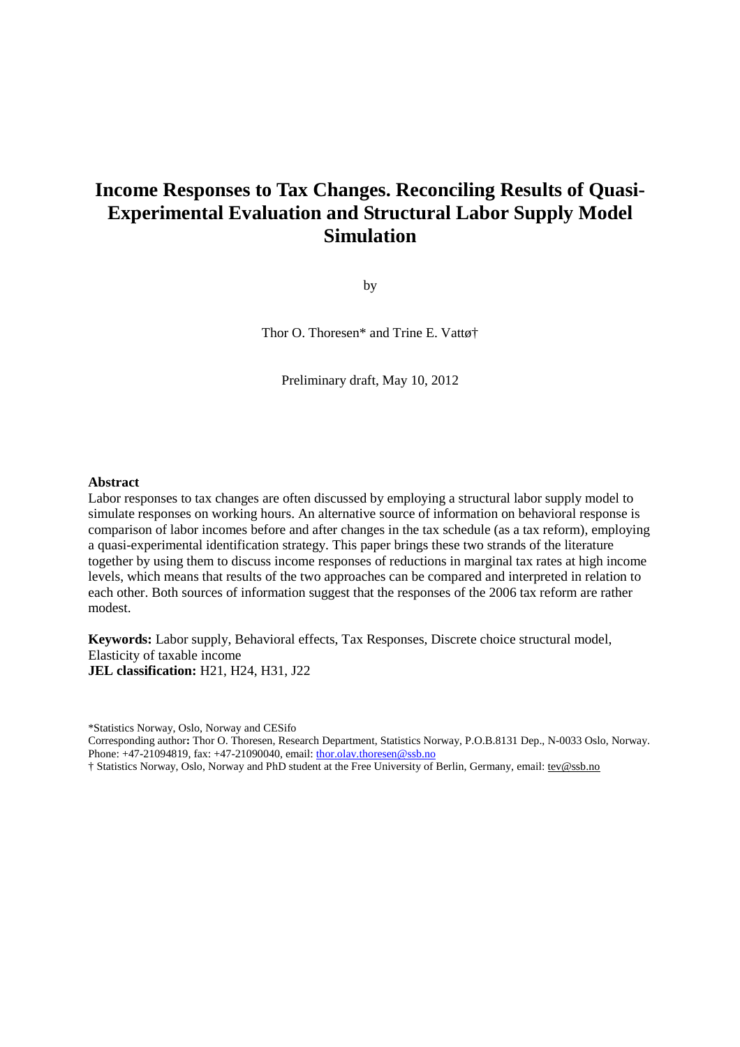# Income Responses to Tax Changes. Reconciling Results of Quasi-Experimental Evaluation and Structural Labor Supply Model Simulation

by

Thor O. Thoresen* and Trine E. Vattø†

Preliminary draft, May 10, 2012

**Abstract**

Labor responses to tax changes are often discussed by employing a structural labor supply model to simulate responses on working hours. An alternative source of information on behavioral response is comparison of labor incomes before and after changes in the tax schedule (as a tax reform), employing a quasi-experimental identification strategy. This paper brings these two strands of the literature together by using them to discuss income responses of reductions in marginal tax rates at high income levels, which means that results of the two approaches can be compared and interpreted in relation to each other. Both sources of information suggest that the responses of the 2006 tax reform are rather modest.

**Keywords:** Labor supply, Behavioral effects, Tax Responses, Discrete choice structural model, Elasticity of taxable income
**JEL classification:** H21, H24, H31, J22

*Statistics Norway, Oslo, Norway and CESifo
Corresponding author**:** Thor O. Thoresen, Research Department, Statistics Norway, P.O.B.8131 Dep., N-0033 Oslo, Norway. Phone: +47-21094819, fax: +47-21090040, email: thor.olav.thoresen@ssb.no
† Statistics Norway, Oslo, Norway and PhD student at the Free University of Berlin, Germany, email: tev@ssb.no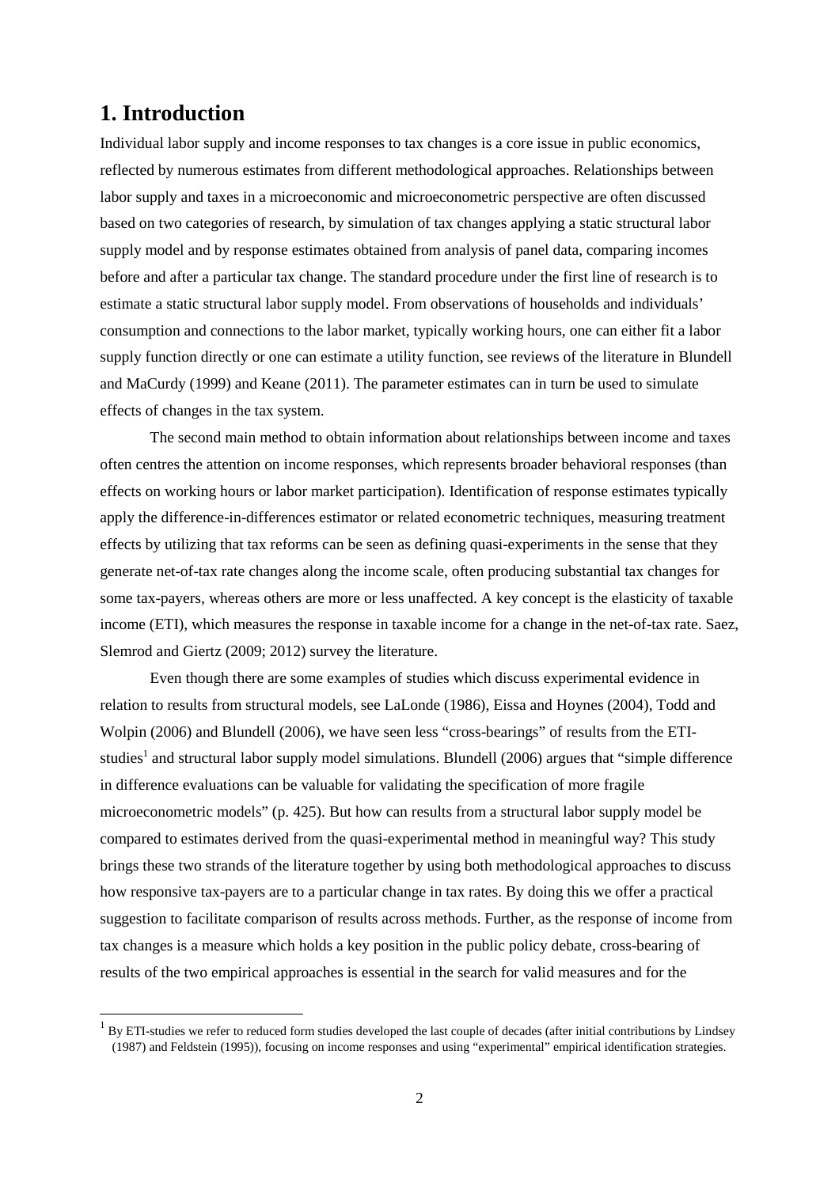# 1. Introduction

Individual labor supply and income responses to tax changes is a core issue in public economics, reflected by numerous estimates from different methodological approaches. Relationships between labor supply and taxes in a microeconomic and microeconometric perspective are often discussed based on two categories of research, by simulation of tax changes applying a static structural labor supply model and by response estimates obtained from analysis of panel data, comparing incomes before and after a particular tax change. The standard procedure under the first line of research is to estimate a static structural labor supply model. From observations of households and individuals' consumption and connections to the labor market, typically working hours, one can either fit a labor supply function directly or one can estimate a utility function, see reviews of the literature in Blundell and MaCurdy (1999) and Keane (2011). The parameter estimates can in turn be used to simulate effects of changes in the tax system.

The second main method to obtain information about relationships between income and taxes often centres the attention on income responses, which represents broader behavioral responses (than effects on working hours or labor market participation). Identification of response estimates typically apply the difference-in-differences estimator or related econometric techniques, measuring treatment effects by utilizing that tax reforms can be seen as defining quasi-experiments in the sense that they generate net-of-tax rate changes along the income scale, often producing substantial tax changes for some tax-payers, whereas others are more or less unaffected. A key concept is the elasticity of taxable income (ETI), which measures the response in taxable income for a change in the net-of-tax rate. Saez, Slemrod and Giertz (2009; 2012) survey the literature.

Even though there are some examples of studies which discuss experimental evidence in relation to results from structural models, see LaLonde (1986), Eissa and Hoynes (2004), Todd and Wolpin (2006) and Blundell (2006), we have seen less "cross-bearings" of results from the ETI-studies[1] and structural labor supply model simulations. Blundell (2006) argues that "simple difference in difference evaluations can be valuable for validating the specification of more fragile microeconometric models" (p. 425). But how can results from a structural labor supply model be compared to estimates derived from the quasi-experimental method in meaningful way? This study brings these two strands of the literature together by using both methodological approaches to discuss how responsive tax-payers are to a particular change in tax rates. By doing this we offer a practical suggestion to facilitate comparison of results across methods. Further, as the response of income from tax changes is a measure which holds a key position in the public policy debate, cross-bearing of results of the two empirical approaches is essential in the search for valid measures and for the

[1] By ETI-studies we refer to reduced form studies developed the last couple of decades (after initial contributions by Lindsey (1987) and Feldstein (1995)), focusing on income responses and using "experimental" empirical identification strategies.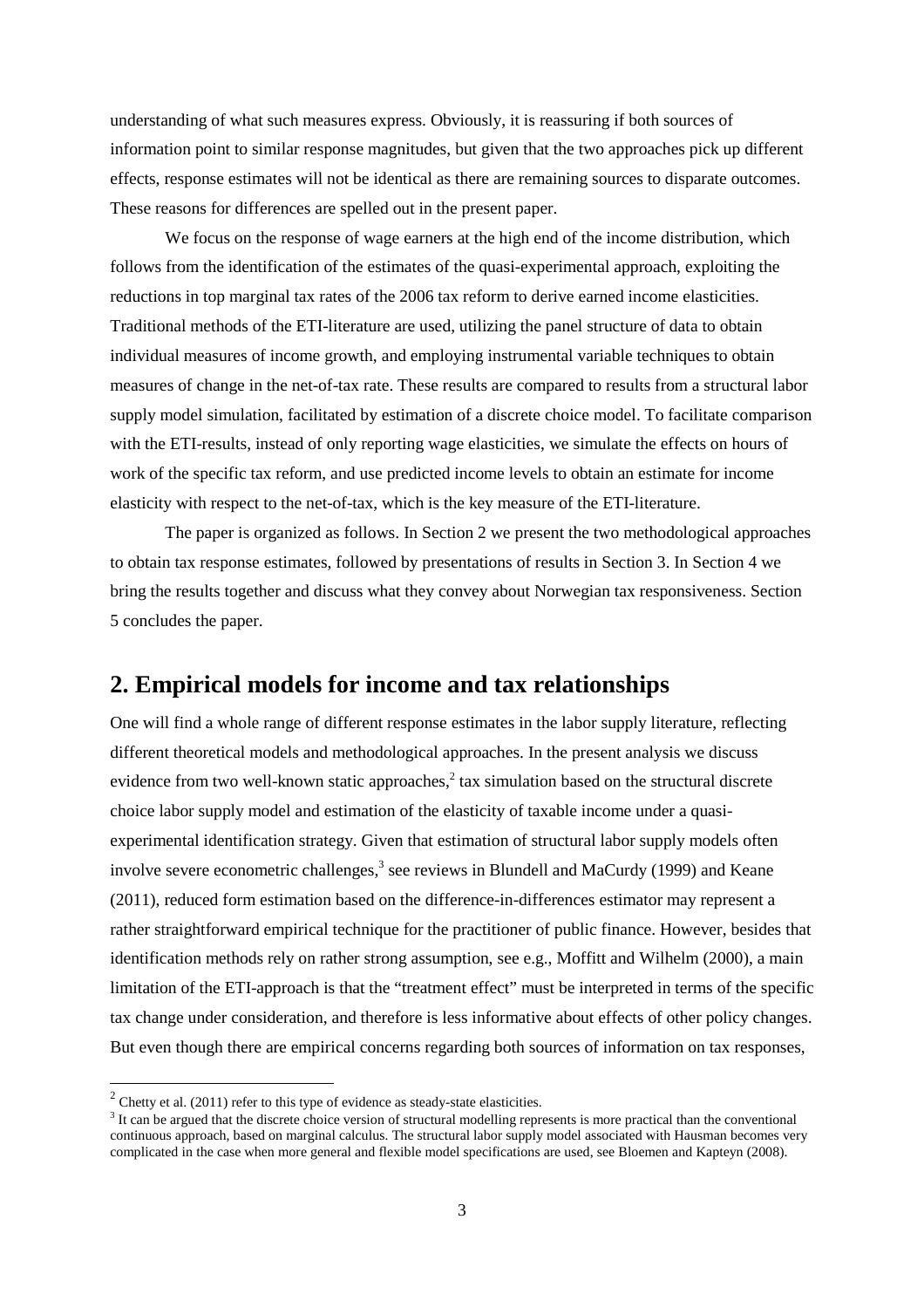understanding of what such measures express. Obviously, it is reassuring if both sources of information point to similar response magnitudes, but given that the two approaches pick up different effects, response estimates will not be identical as there are remaining sources to disparate outcomes. These reasons for differences are spelled out in the present paper.

We focus on the response of wage earners at the high end of the income distribution, which follows from the identification of the estimates of the quasi-experimental approach, exploiting the reductions in top marginal tax rates of the 2006 tax reform to derive earned income elasticities. Traditional methods of the ETI-literature are used, utilizing the panel structure of data to obtain individual measures of income growth, and employing instrumental variable techniques to obtain measures of change in the net-of-tax rate. These results are compared to results from a structural labor supply model simulation, facilitated by estimation of a discrete choice model. To facilitate comparison with the ETI-results, instead of only reporting wage elasticities, we simulate the effects on hours of work of the specific tax reform, and use predicted income levels to obtain an estimate for income elasticity with respect to the net-of-tax, which is the key measure of the ETI-literature.

The paper is organized as follows. In Section 2 we present the two methodological approaches to obtain tax response estimates, followed by presentations of results in Section 3. In Section 4 we bring the results together and discuss what they convey about Norwegian tax responsiveness. Section 5 concludes the paper.

## 2. Empirical models for income and tax relationships

One will find a whole range of different response estimates in the labor supply literature, reflecting different theoretical models and methodological approaches. In the present analysis we discuss evidence from two well-known static approaches,[2] tax simulation based on the structural discrete choice labor supply model and estimation of the elasticity of taxable income under a quasi-experimental identification strategy. Given that estimation of structural labor supply models often involve severe econometric challenges,[3] see reviews in Blundell and MaCurdy (1999) and Keane (2011), reduced form estimation based on the difference-in-differences estimator may represent a rather straightforward empirical technique for the practitioner of public finance. However, besides that identification methods rely on rather strong assumption, see e.g., Moffitt and Wilhelm (2000), a main limitation of the ETI-approach is that the "treatment effect" must be interpreted in terms of the specific tax change under consideration, and therefore is less informative about effects of other policy changes. But even though there are empirical concerns regarding both sources of information on tax responses,

[2] Chetty et al. (2011) refer to this type of evidence as steady-state elasticities.

[3] It can be argued that the discrete choice version of structural modelling represents is more practical than the conventional continuous approach, based on marginal calculus. The structural labor supply model associated with Hausman becomes very complicated in the case when more general and flexible model specifications are used, see Bloemen and Kapteyn (2008).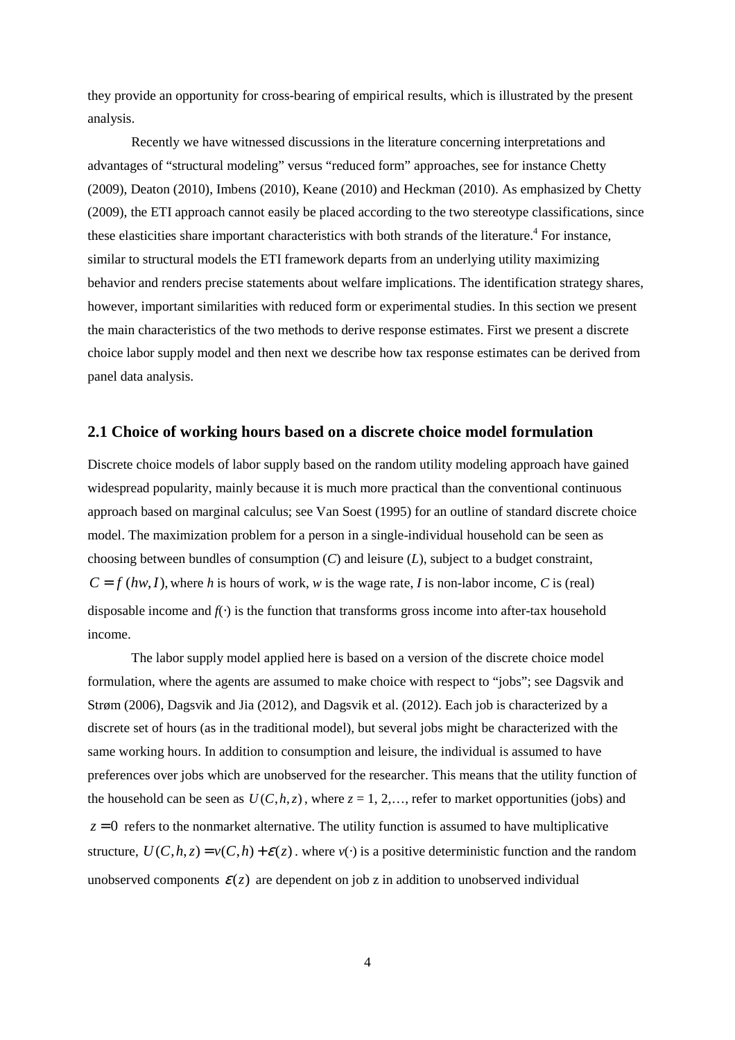they provide an opportunity for cross-bearing of empirical results, which is illustrated by the present analysis.

Recently we have witnessed discussions in the literature concerning interpretations and advantages of “structural modeling” versus “reduced form” approaches, see for instance Chetty (2009), Deaton (2010), Imbens (2010), Keane (2010) and Heckman (2010). As emphasized by Chetty (2009), the ETI approach cannot easily be placed according to the two stereotype classifications, since these elasticities share important characteristics with both strands of the literature.[4] For instance, similar to structural models the ETI framework departs from an underlying utility maximizing behavior and renders precise statements about welfare implications. The identification strategy shares, however, important similarities with reduced form or experimental studies. In this section we present the main characteristics of the two methods to derive response estimates. First we present a discrete choice labor supply model and then next we describe how tax response estimates can be derived from panel data analysis.

## 2.1 Choice of working hours based on a discrete choice model formulation

Discrete choice models of labor supply based on the random utility modeling approach have gained widespread popularity, mainly because it is much more practical than the conventional continuous approach based on marginal calculus; see Van Soest (1995) for an outline of standard discrete choice model. The maximization problem for a person in a single-individual household can be seen as choosing between bundles of consumption ($C$) and leisure ($L$), subject to a budget constraint, $C = f(hw, I)$, where $h$ is hours of work, $w$ is the wage rate, $I$ is non-labor income, $C$ is (real) disposable income and $f(\cdot)$ is the function that transforms gross income into after-tax household income.

The labor supply model applied here is based on a version of the discrete choice model formulation, where the agents are assumed to make choice with respect to “jobs”; see Dagsvik and Strøm (2006), Dagsvik and Jia (2012), and Dagsvik et al. (2012). Each job is characterized by a discrete set of hours (as in the traditional model), but several jobs might be characterized with the same working hours. In addition to consumption and leisure, the individual is assumed to have preferences over jobs which are unobserved for the researcher. This means that the utility function of the household can be seen as $U(C,h,z)$, where $z = 1, 2,\ldots$, refer to market opportunities (jobs) and $z = 0$ refers to the nonmarket alternative. The utility function is assumed to have multiplicative structure, $U(C,h,z) = v(C,h) + \varepsilon(z)$. where $v(\cdot)$ is a positive deterministic function and the random unobserved components $\varepsilon(z)$ are dependent on job z in addition to unobserved individual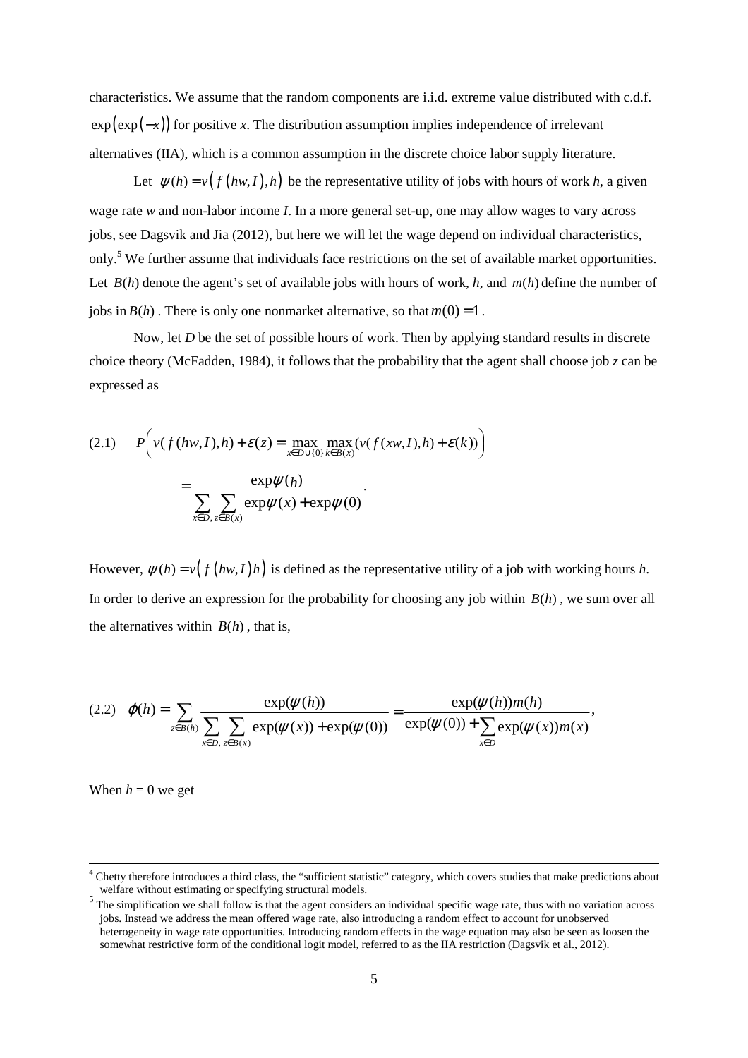characteristics. We assume that the random components are i.i.d. extreme value distributed with c.d.f. $\exp(\exp(-x))$ for positive *x*. The distribution assumption implies independence of irrelevant alternatives (IIA), which is a common assumption in the discrete choice labor supply literature.

Let $\psi(h) = v\left(f(hw, I), h\right)$ be the representative utility of jobs with hours of work *h*, a given wage rate *w* and non-labor income *I*. In a more general set-up, one may allow wages to vary across jobs, see Dagsvik and Jia (2012), but here we will let the wage depend on individual characteristics, only.[5] We further assume that individuals face restrictions on the set of available market opportunities. Let $B(h)$ denote the agent's set of available jobs with hours of work, *h*, and $m(h)$ define the number of jobs in $B(h)$. There is only one nonmarket alternative, so that $m(0) = 1$.

Now, let *D* be the set of possible hours of work. Then by applying standard results in discrete choice theory (McFadden, 1984), it follows that the probability that the agent shall choose job *z* can be expressed as

$$
(2.1) \quad P\left(v(f(hw,I),h) + \varepsilon(z) = \max_{x \in D \cup \{0\}} \max_{k \in B(x)} (v(f(xw,I),h) + \varepsilon(k))\right) = \frac{\exp\psi(h)}{\sum_{x \in D,\, z \in B(x)} \sum \exp\psi(x) + \exp\psi(0)}.
$$

However, $\psi(h) = v\left(f(hw, I)h\right)$ is defined as the representative utility of a job with working hours *h*. In order to derive an expression for the probability for choosing any job within $B(h)$, we sum over all the alternatives within $B(h)$, that is,

$$
(2.2) \quad \varphi(h) = \sum_{z \in B(h)} \frac{\exp(\psi(h))}{\sum_{x \in D,\, z \in B(x)} \sum \exp(\psi(x)) + \exp(\psi(0))} = \frac{\exp(\psi(h))m(h)}{\exp(\psi(0)) + \sum_{x \in D} \exp(\psi(x))m(x)},
$$

When $h = 0$ we get

---

[4] Chetty therefore introduces a third class, the "sufficient statistic" category, which covers studies that make predictions about welfare without estimating or specifying structural models.

[5] The simplification we shall follow is that the agent considers an individual specific wage rate, thus with no variation across jobs. Instead we address the mean offered wage rate, also introducing a random effect to account for unobserved heterogeneity in wage rate opportunities. Introducing random effects in the wage equation may also be seen as loosen the somewhat restrictive form of the conditional logit model, referred to as the IIA restriction (Dagsvik et al., 2012).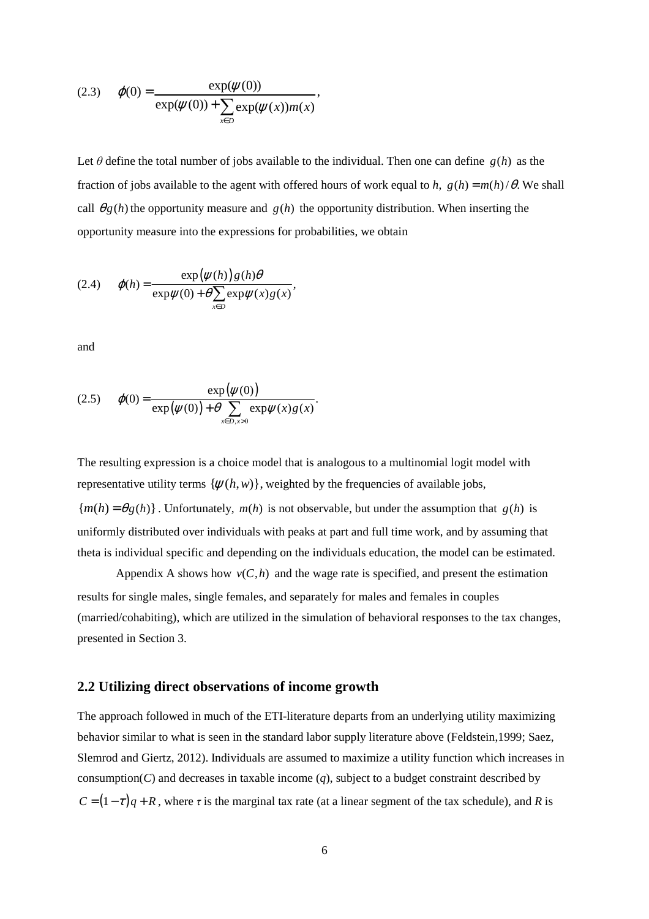$$(2.3)\qquad \varphi(0) = \frac{\exp(\psi(0))}{\exp(\psi(0)) + \sum_{x\in D} \exp(\psi(x)) m(x)},$$

Let $\theta$ define the total number of jobs available to the individual. Then one can define $g(h)$ as the fraction of jobs available to the agent with offered hours of work equal to $h$, $g(h) = m(h)/\theta$. We shall call $\theta g(h)$ the opportunity measure and $g(h)$ the opportunity distribution. When inserting the opportunity measure into the expressions for probabilities, we obtain

$$(2.4)\qquad \varphi(h) = \frac{\exp\left(\psi(h)\right) g(h)\theta}{\exp\psi(0) + \theta \sum_{x\in D} \exp\psi(x) g(x)},$$

and

$$(2.5)\qquad \varphi(0) = \frac{\exp\left(\psi(0)\right)}{\exp\left(\psi(0)\right) + \theta \sum_{x\in D, x>0} \exp\psi(x) g(x)}.$$

The resulting expression is a choice model that is analogous to a multinomial logit model with representative utility terms $\{\psi(h,w)\}$, weighted by the frequencies of available jobs, $\{m(h) = \theta g(h)\}$. Unfortunately, $m(h)$ is not observable, but under the assumption that $g(h)$ is uniformly distributed over individuals with peaks at part and full time work, and by assuming that theta is individual specific and depending on the individuals education, the model can be estimated.

Appendix A shows how $v(C,h)$ and the wage rate is specified, and present the estimation results for single males, single females, and separately for males and females in couples (married/cohabiting), which are utilized in the simulation of behavioral responses to the tax changes, presented in Section 3.

## 2.2 Utilizing direct observations of income growth

The approach followed in much of the ETI-literature departs from an underlying utility maximizing behavior similar to what is seen in the standard labor supply literature above (Feldstein,1999; Saez, Slemrod and Giertz, 2012). Individuals are assumed to maximize a utility function which increases in consumption($C$) and decreases in taxable income ($q$), subject to a budget constraint described by $C = (1-\tau)q + R$, where $\tau$ is the marginal tax rate (at a linear segment of the tax schedule), and $R$ is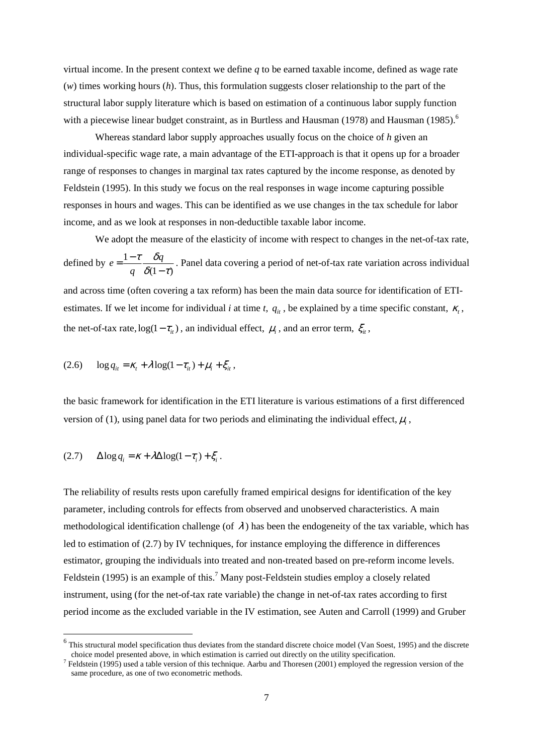virtual income. In the present context we define $q$ to be earned taxable income, defined as wage rate ($w$) times working hours ($h$). Thus, this formulation suggests closer relationship to the part of the structural labor supply literature which is based on estimation of a continuous labor supply function with a piecewise linear budget constraint, as in Burtless and Hausman (1978) and Hausman (1985).[6]

Whereas standard labor supply approaches usually focus on the choice of $h$ given an individual-specific wage rate, a main advantage of the ETI-approach is that it opens up for a broader range of responses to changes in marginal tax rates captured by the income response, as denoted by Feldstein (1995). In this study we focus on the real responses in wage income capturing possible responses in hours and wages. This can be identified as we use changes in the tax schedule for labor income, and as we look at responses in non-deductible taxable labor income.

We adopt the measure of the elasticity of income with respect to changes in the net-of-tax rate, defined by $e = \frac{1-\tau}{q}\frac{\delta q}{\delta(1-\tau)}$. Panel data covering a period of net-of-tax rate variation across individual and across time (often covering a tax reform) has been the main data source for identification of ETI-estimates. If we let income for individual $i$ at time $t$, $q_{it}$, be explained by a time specific constant, $\kappa_t$, the net-of-tax rate, $\log(1-\tau_{it})$, an individual effect, $\mu_i$, and an error term, $\xi_{it}$,

$$\text{(2.6)} \qquad \log q_{it} = \kappa_t + \lambda \log(1-\tau_{it}) + \mu_i + \xi_{it}\,,$$

the basic framework for identification in the ETI literature is various estimations of a first differenced version of (1), using panel data for two periods and eliminating the individual effect, $\mu_i$,

$$\text{(2.7)} \qquad \Delta \log q_i = \kappa + \lambda \Delta \log(1-\tau_i) + \xi_i\,.$$

The reliability of results rests upon carefully framed empirical designs for identification of the key parameter, including controls for effects from observed and unobserved characteristics. A main methodological identification challenge (of $\lambda$) has been the endogeneity of the tax variable, which has led to estimation of (2.7) by IV techniques, for instance employing the difference in differences estimator, grouping the individuals into treated and non-treated based on pre-reform income levels. Feldstein (1995) is an example of this.[7] Many post-Feldstein studies employ a closely related instrument, using (for the net-of-tax rate variable) the change in net-of-tax rates according to first period income as the excluded variable in the IV estimation, see Auten and Carroll (1999) and Gruber

---

[6] This structural model specification thus deviates from the standard discrete choice model (Van Soest, 1995) and the discrete choice model presented above, in which estimation is carried out directly on the utility specification.

[7] Feldstein (1995) used a table version of this technique. Aarbu and Thoresen (2001) employed the regression version of the same procedure, as one of two econometric methods.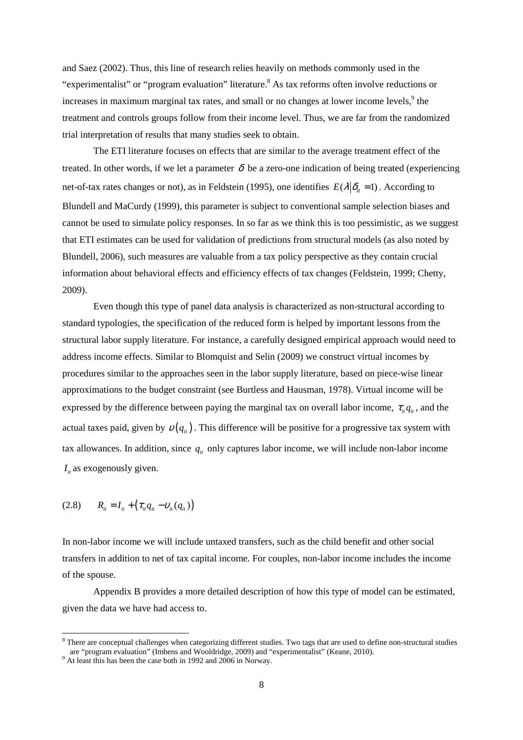and Saez (2002). Thus, this line of research relies heavily on methods commonly used in the "experimentalist" or "program evaluation" literature.[8] As tax reforms often involve reductions or increases in maximum marginal tax rates, and small or no changes at lower income levels,[9] the treatment and controls groups follow from their income level. Thus, we are far from the randomized trial interpretation of results that many studies seek to obtain.

The ETI literature focuses on effects that are similar to the average treatment effect of the treated. In other words, if we let a parameter $\delta$ be a zero-one indication of being treated (experiencing net-of-tax rates changes or not), as in Feldstein (1995), one identifies $E(\lambda|\delta_{it}=1)$. According to Blundell and MaCurdy (1999), this parameter is subject to conventional sample selection biases and cannot be used to simulate policy responses. In so far as we think this is too pessimistic, as we suggest that ETI estimates can be used for validation of predictions from structural models (as also noted by Blundell, 2006), such measures are valuable from a tax policy perspective as they contain crucial information about behavioral effects and efficiency effects of tax changes (Feldstein, 1999; Chetty, 2009).

Even though this type of panel data analysis is characterized as non-structural according to standard typologies, the specification of the reduced form is helped by important lessons from the structural labor supply literature. For instance, a carefully designed empirical approach would need to address income effects. Similar to Blomquist and Selin (2009) we construct virtual incomes by procedures similar to the approaches seen in the labor supply literature, based on piece-wise linear approximations to the budget constraint (see Burtless and Hausman, 1978). Virtual income will be expressed by the difference between paying the marginal tax on overall labor income, $\tau_{it}q_{it}$, and the actual taxes paid, given by $\upsilon(q_{it})$. This difference will be positive for a progressive tax system with tax allowances. In addition, since $q_{it}$ only captures labor income, we will include non-labor income $I_{it}$ as exogenously given.

$$(2.8) \qquad R_{it} = I_{it} + \left(\tau_{it}q_{it} - \upsilon_{it}(q_{it})\right)$$

In non-labor income we will include untaxed transfers, such as the child benefit and other social transfers in addition to net of tax capital income. For couples, non-labor income includes the income of the spouse.

Appendix B provides a more detailed description of how this type of model can be estimated, given the data we have had access to.

---

[8] There are conceptual challenges when categorizing different studies. Two tags that are used to define non-structural studies are "program evaluation" (Imbens and Wooldridge, 2009) and "experimentalist" (Keane, 2010).

[9] At least this has been the case both in 1992 and 2006 in Norway.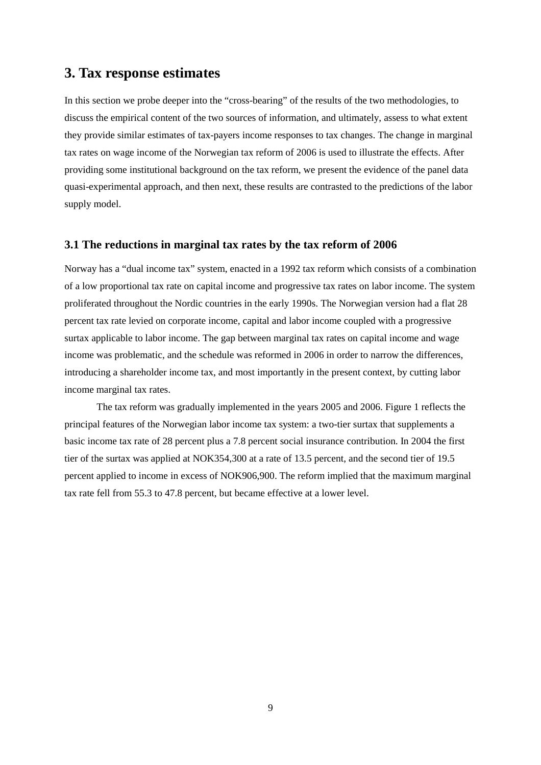## 3. Tax response estimates

In this section we probe deeper into the "cross-bearing" of the results of the two methodologies, to discuss the empirical content of the two sources of information, and ultimately, assess to what extent they provide similar estimates of tax-payers income responses to tax changes. The change in marginal tax rates on wage income of the Norwegian tax reform of 2006 is used to illustrate the effects. After providing some institutional background on the tax reform, we present the evidence of the panel data quasi-experimental approach, and then next, these results are contrasted to the predictions of the labor supply model.

### 3.1 The reductions in marginal tax rates by the tax reform of 2006

Norway has a "dual income tax" system, enacted in a 1992 tax reform which consists of a combination of a low proportional tax rate on capital income and progressive tax rates on labor income. The system proliferated throughout the Nordic countries in the early 1990s. The Norwegian version had a flat 28 percent tax rate levied on corporate income, capital and labor income coupled with a progressive surtax applicable to labor income. The gap between marginal tax rates on capital income and wage income was problematic, and the schedule was reformed in 2006 in order to narrow the differences, introducing a shareholder income tax, and most importantly in the present context, by cutting labor income marginal tax rates.

The tax reform was gradually implemented in the years 2005 and 2006. Figure 1 reflects the principal features of the Norwegian labor income tax system: a two-tier surtax that supplements a basic income tax rate of 28 percent plus a 7.8 percent social insurance contribution. In 2004 the first tier of the surtax was applied at NOK354,300 at a rate of 13.5 percent, and the second tier of 19.5 percent applied to income in excess of NOK906,900. The reform implied that the maximum marginal tax rate fell from 55.3 to 47.8 percent, but became effective at a lower level.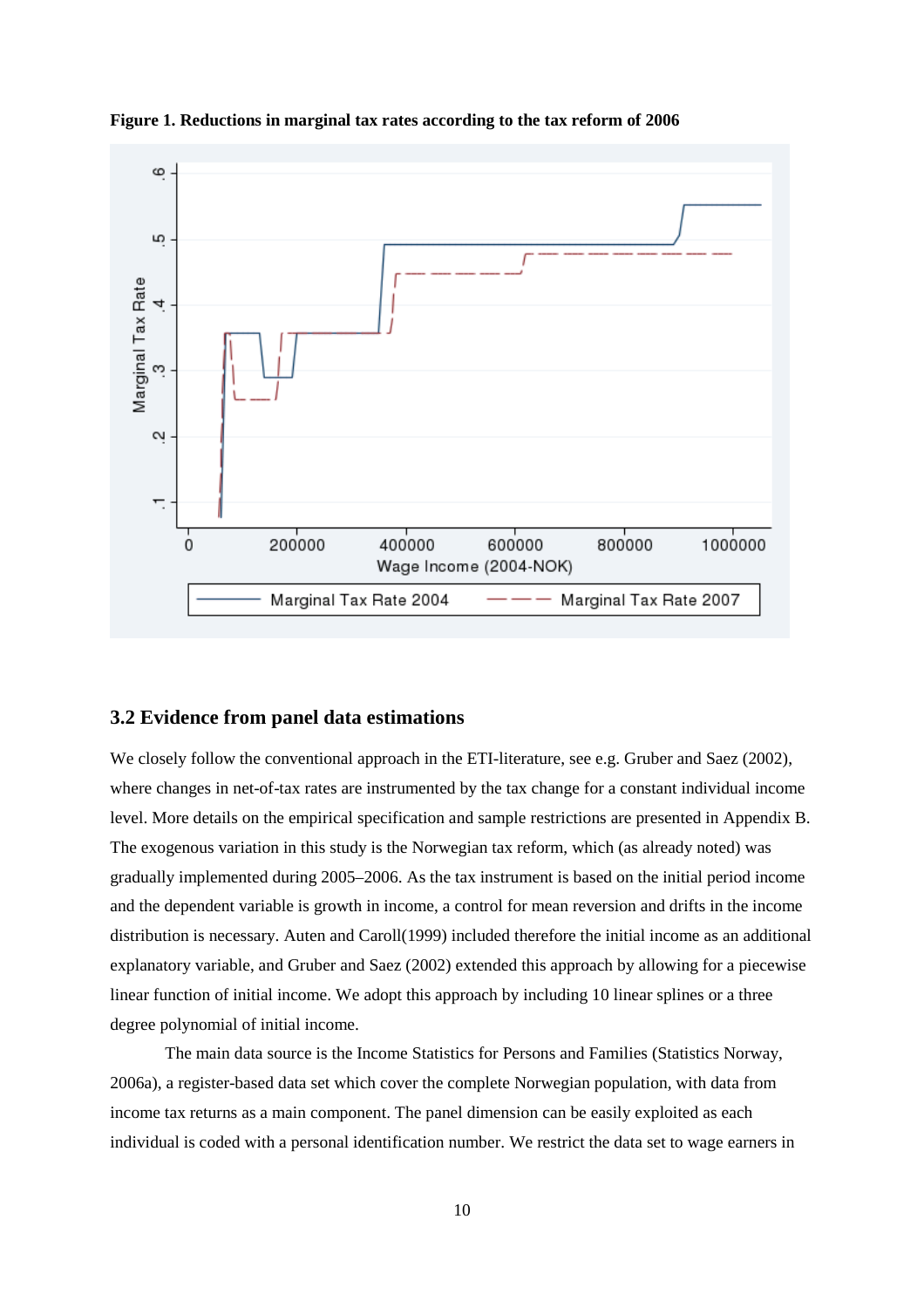**Figure 1. Reductions in marginal tax rates according to the tax reform of 2006**

### 3.2 Evidence from panel data estimations

We closely follow the conventional approach in the ETI-literature, see e.g. Gruber and Saez (2002), where changes in net-of-tax rates are instrumented by the tax change for a constant individual income level. More details on the empirical specification and sample restrictions are presented in Appendix B. The exogenous variation in this study is the Norwegian tax reform, which (as already noted) was gradually implemented during 2005–2006. As the tax instrument is based on the initial period income and the dependent variable is growth in income, a control for mean reversion and drifts in the income distribution is necessary. Auten and Caroll(1999) included therefore the initial income as an additional explanatory variable, and Gruber and Saez (2002) extended this approach by allowing for a piecewise linear function of initial income. We adopt this approach by including 10 linear splines or a three degree polynomial of initial income.

The main data source is the Income Statistics for Persons and Families (Statistics Norway, 2006a), a register-based data set which cover the complete Norwegian population, with data from income tax returns as a main component. The panel dimension can be easily exploited as each individual is coded with a personal identification number. We restrict the data set to wage earners in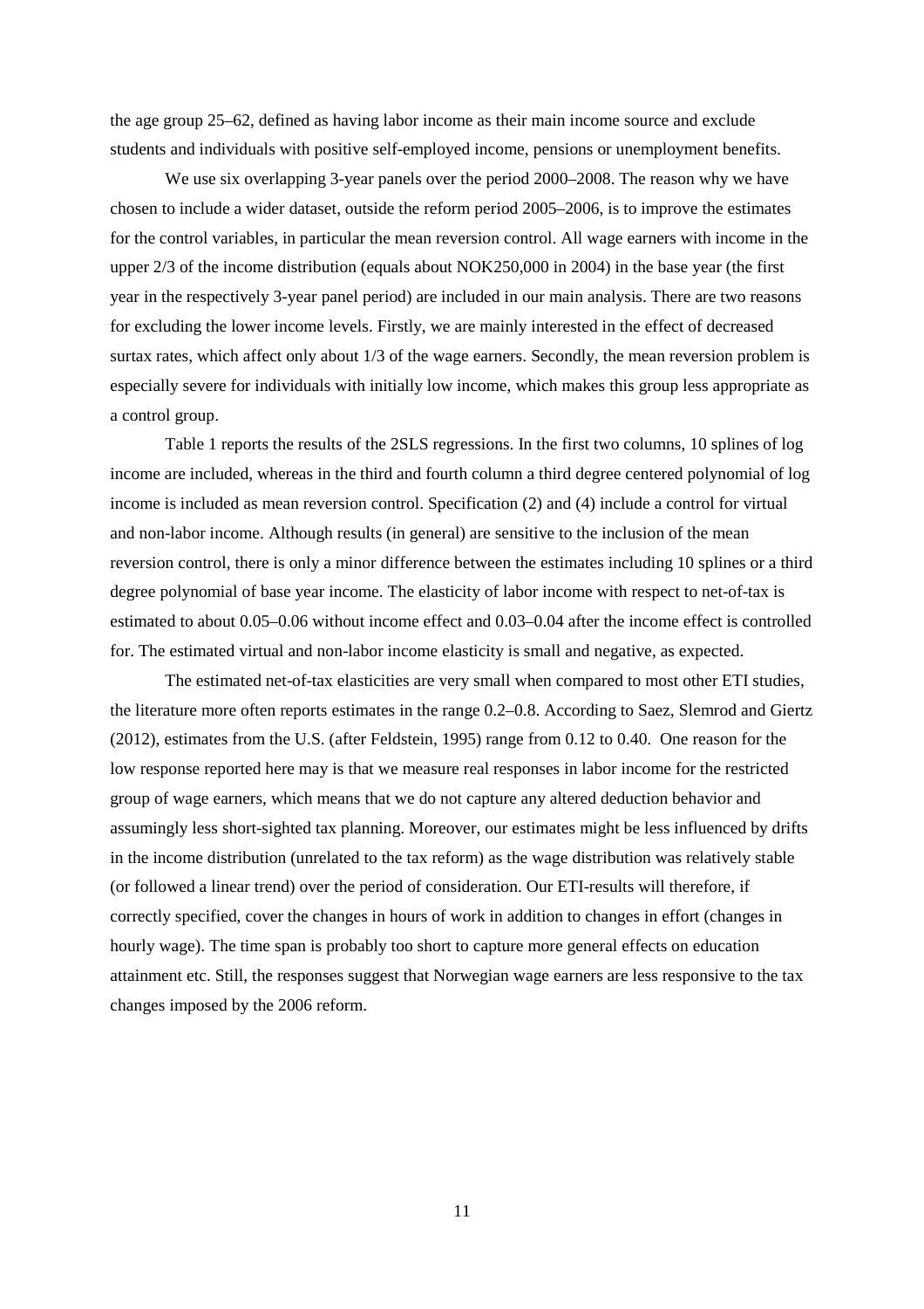the age group 25–62, defined as having labor income as their main income source and exclude students and individuals with positive self-employed income, pensions or unemployment benefits.

We use six overlapping 3-year panels over the period 2000–2008. The reason why we have chosen to include a wider dataset, outside the reform period 2005–2006, is to improve the estimates for the control variables, in particular the mean reversion control. All wage earners with income in the upper 2/3 of the income distribution (equals about NOK250,000 in 2004) in the base year (the first year in the respectively 3-year panel period) are included in our main analysis. There are two reasons for excluding the lower income levels. Firstly, we are mainly interested in the effect of decreased surtax rates, which affect only about 1/3 of the wage earners. Secondly, the mean reversion problem is especially severe for individuals with initially low income, which makes this group less appropriate as a control group.

Table 1 reports the results of the 2SLS regressions. In the first two columns, 10 splines of log income are included, whereas in the third and fourth column a third degree centered polynomial of log income is included as mean reversion control. Specification (2) and (4) include a control for virtual and non-labor income. Although results (in general) are sensitive to the inclusion of the mean reversion control, there is only a minor difference between the estimates including 10 splines or a third degree polynomial of base year income. The elasticity of labor income with respect to net-of-tax is estimated to about 0.05–0.06 without income effect and 0.03–0.04 after the income effect is controlled for. The estimated virtual and non-labor income elasticity is small and negative, as expected.

The estimated net-of-tax elasticities are very small when compared to most other ETI studies, the literature more often reports estimates in the range 0.2–0.8. According to Saez, Slemrod and Giertz (2012), estimates from the U.S. (after Feldstein, 1995) range from 0.12 to 0.40. One reason for the low response reported here may is that we measure real responses in labor income for the restricted group of wage earners, which means that we do not capture any altered deduction behavior and assumingly less short-sighted tax planning. Moreover, our estimates might be less influenced by drifts in the income distribution (unrelated to the tax reform) as the wage distribution was relatively stable (or followed a linear trend) over the period of consideration. Our ETI-results will therefore, if correctly specified, cover the changes in hours of work in addition to changes in effort (changes in hourly wage). The time span is probably too short to capture more general effects on education attainment etc. Still, the responses suggest that Norwegian wage earners are less responsive to the tax changes imposed by the 2006 reform.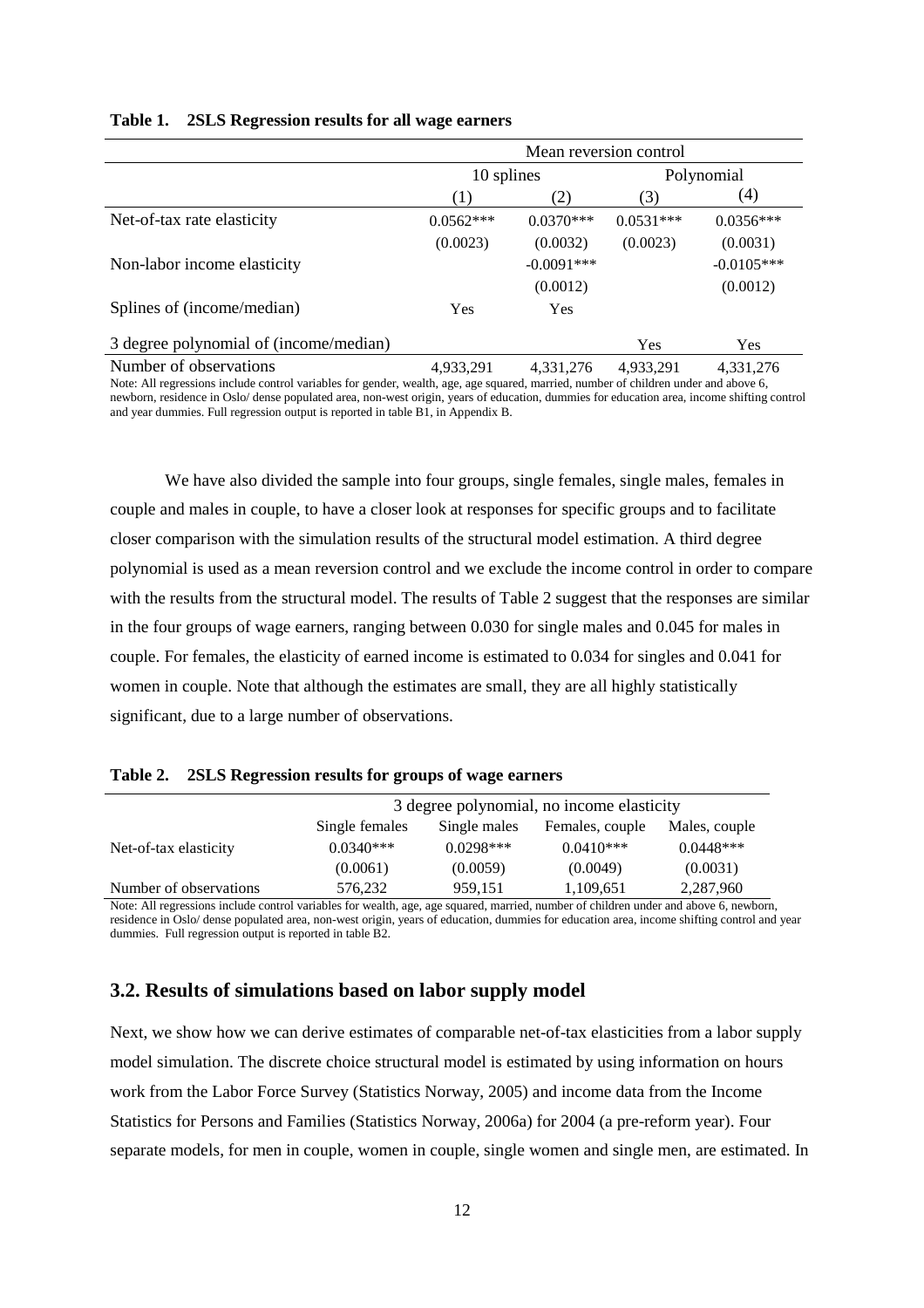**Table 1. 2SLS Regression results for all wage earners**

| | Mean reversion control | | | |
|---|---|---|---|---|
| | 10 splines | | Polynomial | |
| | (1) | (2) | (3) | (4) |
| Net-of-tax rate elasticity | 0.0562*** | 0.0370*** | 0.0531*** | 0.0356*** |
| | (0.0023) | (0.0032) | (0.0023) | (0.0031) |
| Non-labor income elasticity | | -0.0091*** | | -0.0105*** |
| | | (0.0012) | | (0.0012) |
| Splines of (income/median) | Yes | Yes | | |
| 3 degree polynomial of (income/median) | | | Yes | Yes |
| Number of observations | 4,933,291 | 4,331,276 | 4,933,291 | 4,331,276 |

Note: All regressions include control variables for gender, wealth, age, age squared, married, number of children under and above 6, newborn, residence in Oslo/ dense populated area, non-west origin, years of education, dummies for education area, income shifting control and year dummies. Full regression output is reported in table B1, in Appendix B.

We have also divided the sample into four groups, single females, single males, females in couple and males in couple, to have a closer look at responses for specific groups and to facilitate closer comparison with the simulation results of the structural model estimation. A third degree polynomial is used as a mean reversion control and we exclude the income control in order to compare with the results from the structural model. The results of Table 2 suggest that the responses are similar in the four groups of wage earners, ranging between 0.030 for single males and 0.045 for males in couple. For females, the elasticity of earned income is estimated to 0.034 for singles and 0.041 for women in couple. Note that although the estimates are small, they are all highly statistically significant, due to a large number of observations.

**Table 2. 2SLS Regression results for groups of wage earners**

| | 3 degree polynomial, no income elasticity | | | |
|---|---|---|---|---|
| | Single females | Single males | Females, couple | Males, couple |
| Net-of-tax elasticity | 0.0340*** | 0.0298*** | 0.0410*** | 0.0448*** |
| | (0.0061) | (0.0059) | (0.0049) | (0.0031) |
| Number of observations | 576,232 | 959,151 | 1,109,651 | 2,287,960 |

Note: All regressions include control variables for wealth, age, age squared, married, number of children under and above 6, newborn, residence in Oslo/ dense populated area, non-west origin, years of education, dummies for education area, income shifting control and year dummies. Full regression output is reported in table B2.

## 3.2. Results of simulations based on labor supply model

Next, we show how we can derive estimates of comparable net-of-tax elasticities from a labor supply model simulation. The discrete choice structural model is estimated by using information on hours work from the Labor Force Survey (Statistics Norway, 2005) and income data from the Income Statistics for Persons and Families (Statistics Norway, 2006a) for 2004 (a pre-reform year). Four separate models, for men in couple, women in couple, single women and single men, are estimated. In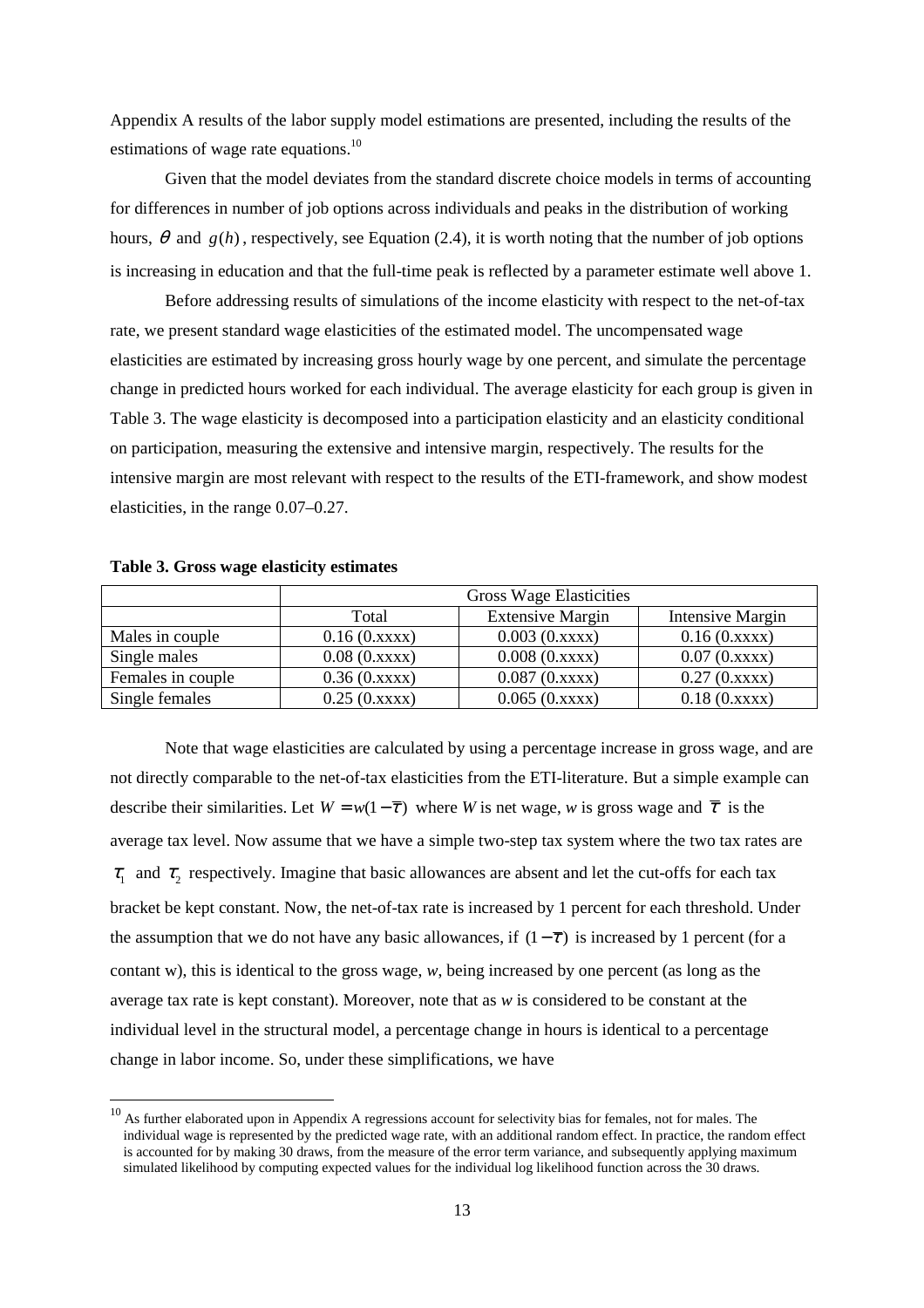Appendix A results of the labor supply model estimations are presented, including the results of the estimations of wage rate equations.[10]

Given that the model deviates from the standard discrete choice models in terms of accounting for differences in number of job options across individuals and peaks in the distribution of working hours, $\theta$ and $g(h)$, respectively, see Equation (2.4), it is worth noting that the number of job options is increasing in education and that the full-time peak is reflected by a parameter estimate well above 1.

Before addressing results of simulations of the income elasticity with respect to the net-of-tax rate, we present standard wage elasticities of the estimated model. The uncompensated wage elasticities are estimated by increasing gross hourly wage by one percent, and simulate the percentage change in predicted hours worked for each individual. The average elasticity for each group is given in Table 3. The wage elasticity is decomposed into a participation elasticity and an elasticity conditional on participation, measuring the extensive and intensive margin, respectively. The results for the intensive margin are most relevant with respect to the results of the ETI-framework, and show modest elasticities, in the range 0.07–0.27.

**Table 3. Gross wage elasticity estimates**

| | Gross Wage Elasticities | | |
|---|---|---|---|
| | Total | Extensive Margin | Intensive Margin |
| Males in couple | 0.16 (0.xxxx) | 0.003 (0.xxxx) | 0.16 (0.xxxx) |
| Single males | 0.08 (0.xxxx) | 0.008 (0.xxxx) | 0.07 (0.xxxx) |
| Females in couple | 0.36 (0.xxxx) | 0.087 (0.xxxx) | 0.27 (0.xxxx) |
| Single females | 0.25 (0.xxxx) | 0.065 (0.xxxx) | 0.18 (0.xxxx) |

Note that wage elasticities are calculated by using a percentage increase in gross wage, and are not directly comparable to the net-of-tax elasticities from the ETI-literature. But a simple example can describe their similarities. Let $W = w(1-\overline{\tau})$ where *W* is net wage, *w* is gross wage and $\overline{\tau}$ is the average tax level. Now assume that we have a simple two-step tax system where the two tax rates are $\tau_1$ and $\tau_2$ respectively. Imagine that basic allowances are absent and let the cut-offs for each tax bracket be kept constant. Now, the net-of-tax rate is increased by 1 percent for each threshold. Under the assumption that we do not have any basic allowances, if $(1-\overline{\tau})$ is increased by 1 percent (for a contant w), this is identical to the gross wage, *w*, being increased by one percent (as long as the average tax rate is kept constant). Moreover, note that as *w* is considered to be constant at the individual level in the structural model, a percentage change in hours is identical to a percentage change in labor income. So, under these simplifications, we have

[10] As further elaborated upon in Appendix A regressions account for selectivity bias for females, not for males. The individual wage is represented by the predicted wage rate, with an additional random effect. In practice, the random effect is accounted for by making 30 draws, from the measure of the error term variance, and subsequently applying maximum simulated likelihood by computing expected values for the individual log likelihood function across the 30 draws.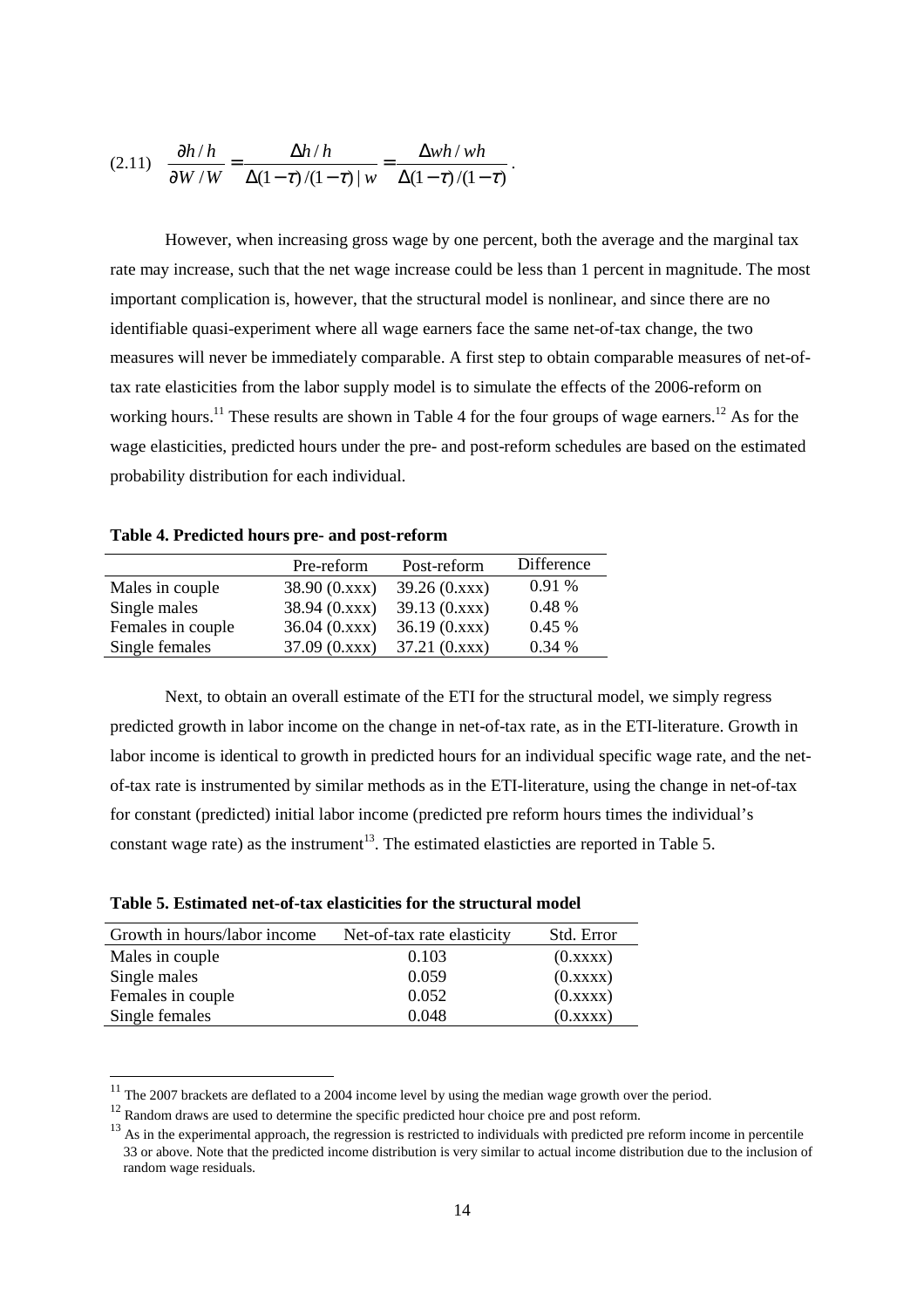$$(2.11) \quad \frac{\partial h/h}{\partial W/W} = \frac{\Delta h/h}{\Delta(1-\tau)/(1-\tau)\,|\,w} = \frac{\Delta wh/wh}{\Delta(1-\tau)/(1-\tau)}.$$

However, when increasing gross wage by one percent, both the average and the marginal tax rate may increase, such that the net wage increase could be less than 1 percent in magnitude. The most important complication is, however, that the structural model is nonlinear, and since there are no identifiable quasi-experiment where all wage earners face the same net-of-tax change, the two measures will never be immediately comparable. A first step to obtain comparable measures of net-of-tax rate elasticities from the labor supply model is to simulate the effects of the 2006-reform on working hours.[11] These results are shown in Table 4 for the four groups of wage earners.[12] As for the wage elasticities, predicted hours under the pre- and post-reform schedules are based on the estimated probability distribution for each individual.

**Table 4. Predicted hours pre- and post-reform**

| | Pre-reform | Post-reform | Difference |
|---|---|---|---|
| Males in couple | 38.90 (0.xxx) | 39.26 (0.xxx) | 0.91 % |
| Single males | 38.94 (0.xxx) | 39.13 (0.xxx) | 0.48 % |
| Females in couple | 36.04 (0.xxx) | 36.19 (0.xxx) | 0.45 % |
| Single females | 37.09 (0.xxx) | 37.21 (0.xxx) | 0.34 % |

Next, to obtain an overall estimate of the ETI for the structural model, we simply regress predicted growth in labor income on the change in net-of-tax rate, as in the ETI-literature. Growth in labor income is identical to growth in predicted hours for an individual specific wage rate, and the net-of-tax rate is instrumented by similar methods as in the ETI-literature, using the change in net-of-tax for constant (predicted) initial labor income (predicted pre reform hours times the individual's constant wage rate) as the instrument[13]. The estimated elasticities are reported in Table 5.

**Table 5. Estimated net-of-tax elasticities for the structural model**

| Growth in hours/labor income | Net-of-tax rate elasticity | Std. Error |
|---|---|---|
| Males in couple | 0.103 | (0.xxxx) |
| Single males | 0.059 | (0.xxxx) |
| Females in couple | 0.052 | (0.xxxx) |
| Single females | 0.048 | (0.xxxx) |

[11] The 2007 brackets are deflated to a 2004 income level by using the median wage growth over the period.

[12] Random draws are used to determine the specific predicted hour choice pre and post reform.

[13] As in the experimental approach, the regression is restricted to individuals with predicted pre reform income in percentile 33 or above. Note that the predicted income distribution is very similar to actual income distribution due to the inclusion of random wage residuals.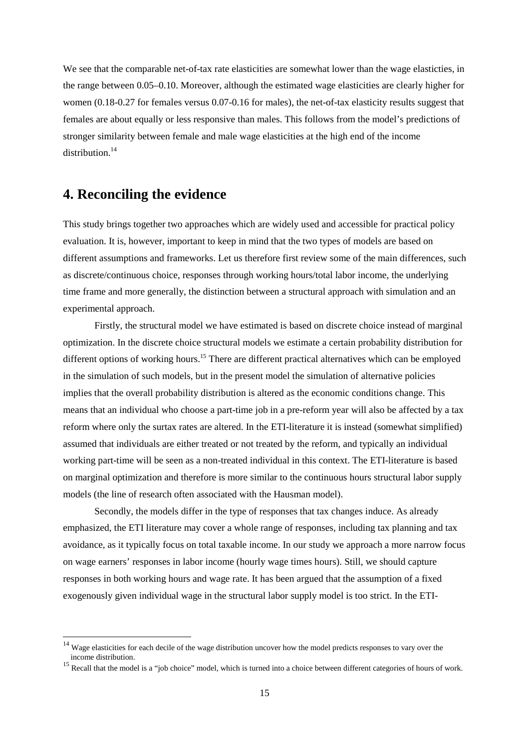We see that the comparable net-of-tax rate elasticities are somewhat lower than the wage elasticties, in the range between 0.05–0.10. Moreover, although the estimated wage elasticities are clearly higher for women (0.18-0.27 for females versus 0.07-0.16 for males), the net-of-tax elasticity results suggest that females are about equally or less responsive than males. This follows from the model's predictions of stronger similarity between female and male wage elasticities at the high end of the income distribution.[14]

# 4. Reconciling the evidence

This study brings together two approaches which are widely used and accessible for practical policy evaluation. It is, however, important to keep in mind that the two types of models are based on different assumptions and frameworks. Let us therefore first review some of the main differences, such as discrete/continuous choice, responses through working hours/total labor income, the underlying time frame and more generally, the distinction between a structural approach with simulation and an experimental approach.

Firstly, the structural model we have estimated is based on discrete choice instead of marginal optimization. In the discrete choice structural models we estimate a certain probability distribution for different options of working hours.[15] There are different practical alternatives which can be employed in the simulation of such models, but in the present model the simulation of alternative policies implies that the overall probability distribution is altered as the economic conditions change. This means that an individual who choose a part-time job in a pre-reform year will also be affected by a tax reform where only the surtax rates are altered. In the ETI-literature it is instead (somewhat simplified) assumed that individuals are either treated or not treated by the reform, and typically an individual working part-time will be seen as a non-treated individual in this context. The ETI-literature is based on marginal optimization and therefore is more similar to the continuous hours structural labor supply models (the line of research often associated with the Hausman model).

Secondly, the models differ in the type of responses that tax changes induce. As already emphasized, the ETI literature may cover a whole range of responses, including tax planning and tax avoidance, as it typically focus on total taxable income. In our study we approach a more narrow focus on wage earners' responses in labor income (hourly wage times hours). Still, we should capture responses in both working hours and wage rate. It has been argued that the assumption of a fixed exogenously given individual wage in the structural labor supply model is too strict. In the ETI-

[14] Wage elasticities for each decile of the wage distribution uncover how the model predicts responses to vary over the income distribution.

[15] Recall that the model is a "job choice" model, which is turned into a choice between different categories of hours of work.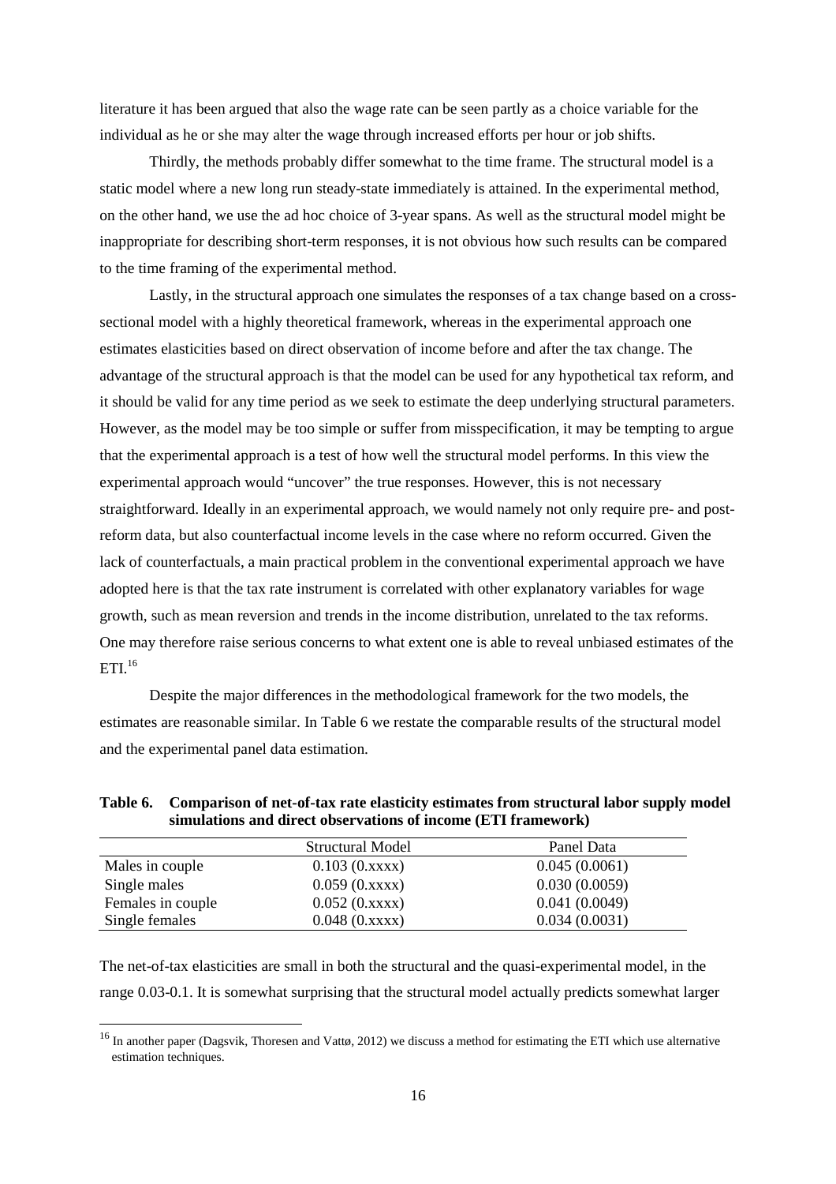literature it has been argued that also the wage rate can be seen partly as a choice variable for the individual as he or she may alter the wage through increased efforts per hour or job shifts.

Thirdly, the methods probably differ somewhat to the time frame. The structural model is a static model where a new long run steady-state immediately is attained. In the experimental method, on the other hand, we use the ad hoc choice of 3-year spans. As well as the structural model might be inappropriate for describing short-term responses, it is not obvious how such results can be compared to the time framing of the experimental method.

Lastly, in the structural approach one simulates the responses of a tax change based on a cross-sectional model with a highly theoretical framework, whereas in the experimental approach one estimates elasticities based on direct observation of income before and after the tax change. The advantage of the structural approach is that the model can be used for any hypothetical tax reform, and it should be valid for any time period as we seek to estimate the deep underlying structural parameters. However, as the model may be too simple or suffer from misspecification, it may be tempting to argue that the experimental approach is a test of how well the structural model performs. In this view the experimental approach would "uncover" the true responses. However, this is not necessary straightforward. Ideally in an experimental approach, we would namely not only require pre- and post-reform data, but also counterfactual income levels in the case where no reform occurred. Given the lack of counterfactuals, a main practical problem in the conventional experimental approach we have adopted here is that the tax rate instrument is correlated with other explanatory variables for wage growth, such as mean reversion and trends in the income distribution, unrelated to the tax reforms. One may therefore raise serious concerns to what extent one is able to reveal unbiased estimates of the ETI.[16]

Despite the major differences in the methodological framework for the two models, the estimates are reasonable similar. In Table 6 we restate the comparable results of the structural model and the experimental panel data estimation.

**Table 6. Comparison of net-of-tax rate elasticity estimates from structural labor supply model simulations and direct observations of income (ETI framework)**

| | Structural Model | Panel Data |
|---|---|---|
| Males in couple | 0.103 (0.xxxx) | 0.045 (0.0061) |
| Single males | 0.059 (0.xxxx) | 0.030 (0.0059) |
| Females in couple | 0.052 (0.xxxx) | 0.041 (0.0049) |
| Single females | 0.048 (0.xxxx) | 0.034 (0.0031) |

The net-of-tax elasticities are small in both the structural and the quasi-experimental model, in the range 0.03-0.1. It is somewhat surprising that the structural model actually predicts somewhat larger

[16] In another paper (Dagsvik, Thoresen and Vattø, 2012) we discuss a method for estimating the ETI which use alternative estimation techniques.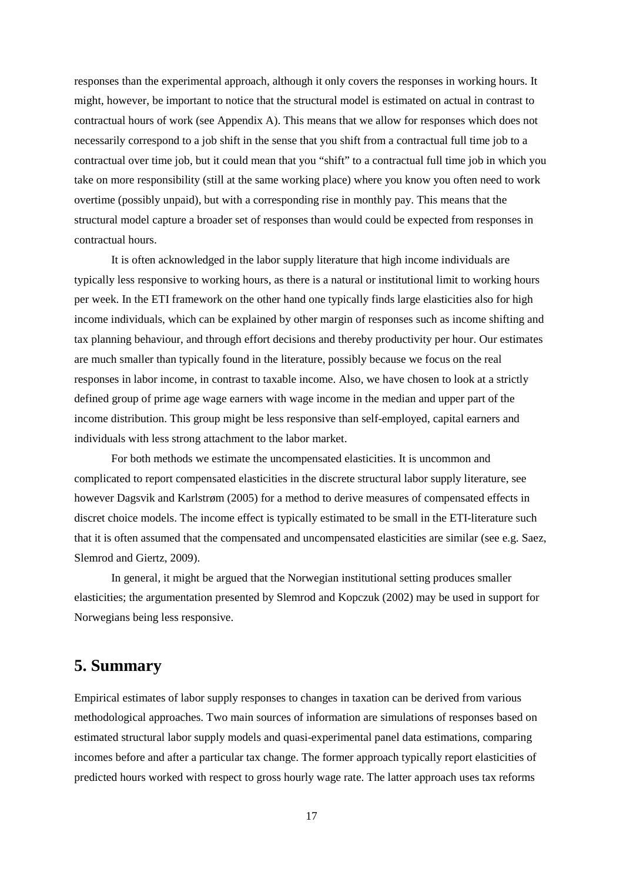responses than the experimental approach, although it only covers the responses in working hours. It might, however, be important to notice that the structural model is estimated on actual in contrast to contractual hours of work (see Appendix A). This means that we allow for responses which does not necessarily correspond to a job shift in the sense that you shift from a contractual full time job to a contractual over time job, but it could mean that you "shift" to a contractual full time job in which you take on more responsibility (still at the same working place) where you know you often need to work overtime (possibly unpaid), but with a corresponding rise in monthly pay. This means that the structural model capture a broader set of responses than would could be expected from responses in contractual hours.

It is often acknowledged in the labor supply literature that high income individuals are typically less responsive to working hours, as there is a natural or institutional limit to working hours per week. In the ETI framework on the other hand one typically finds large elasticities also for high income individuals, which can be explained by other margin of responses such as income shifting and tax planning behaviour, and through effort decisions and thereby productivity per hour. Our estimates are much smaller than typically found in the literature, possibly because we focus on the real responses in labor income, in contrast to taxable income. Also, we have chosen to look at a strictly defined group of prime age wage earners with wage income in the median and upper part of the income distribution. This group might be less responsive than self-employed, capital earners and individuals with less strong attachment to the labor market.

For both methods we estimate the uncompensated elasticities. It is uncommon and complicated to report compensated elasticities in the discrete structural labor supply literature, see however Dagsvik and Karlstrøm (2005) for a method to derive measures of compensated effects in discret choice models. The income effect is typically estimated to be small in the ETI-literature such that it is often assumed that the compensated and uncompensated elasticities are similar (see e.g. Saez, Slemrod and Giertz, 2009).

In general, it might be argued that the Norwegian institutional setting produces smaller elasticities; the argumentation presented by Slemrod and Kopczuk (2002) may be used in support for Norwegians being less responsive.

## 5. Summary

Empirical estimates of labor supply responses to changes in taxation can be derived from various methodological approaches. Two main sources of information are simulations of responses based on estimated structural labor supply models and quasi-experimental panel data estimations, comparing incomes before and after a particular tax change. The former approach typically report elasticities of predicted hours worked with respect to gross hourly wage rate. The latter approach uses tax reforms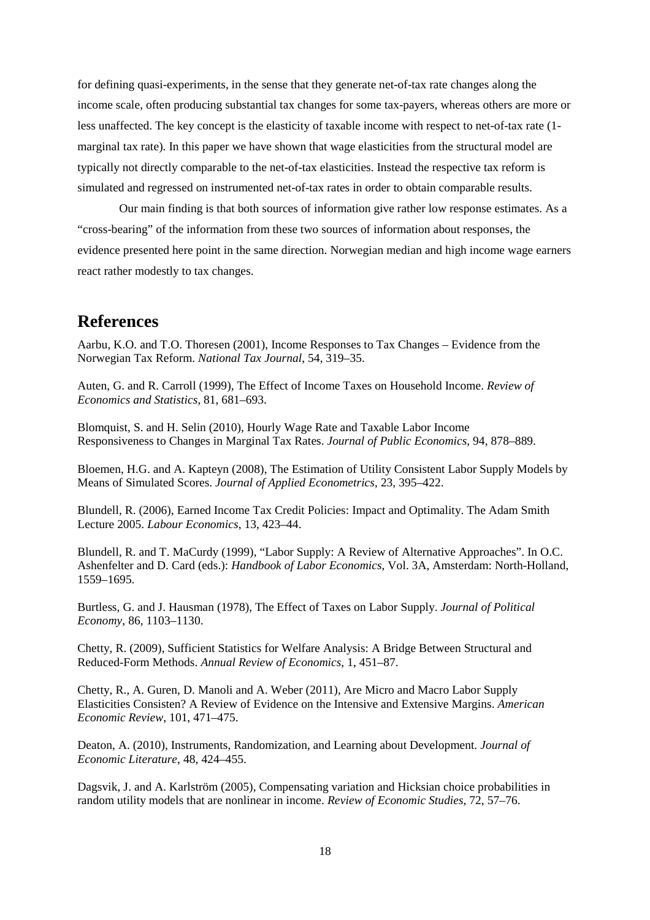for defining quasi-experiments, in the sense that they generate net-of-tax rate changes along the income scale, often producing substantial tax changes for some tax-payers, whereas others are more or less unaffected. The key concept is the elasticity of taxable income with respect to net-of-tax rate (1-marginal tax rate). In this paper we have shown that wage elasticities from the structural model are typically not directly comparable to the net-of-tax elasticities. Instead the respective tax reform is simulated and regressed on instrumented net-of-tax rates in order to obtain comparable results.

Our main finding is that both sources of information give rather low response estimates. As a "cross-bearing" of the information from these two sources of information about responses, the evidence presented here point in the same direction. Norwegian median and high income wage earners react rather modestly to tax changes.

## References

Aarbu, K.O. and T.O. Thoresen (2001), Income Responses to Tax Changes – Evidence from the Norwegian Tax Reform. *National Tax Journal*, 54, 319–35.

Auten, G. and R. Carroll (1999), The Effect of Income Taxes on Household Income. *Review of Economics and Statistics*, 81, 681–693.

Blomquist, S. and H. Selin (2010), Hourly Wage Rate and Taxable Labor Income Responsiveness to Changes in Marginal Tax Rates. *Journal of Public Economics*, 94, 878–889.

Bloemen, H.G. and A. Kapteyn (2008), The Estimation of Utility Consistent Labor Supply Models by Means of Simulated Scores. *Journal of Applied Econometrics*, 23, 395–422.

Blundell, R. (2006), Earned Income Tax Credit Policies: Impact and Optimality. The Adam Smith Lecture 2005. *Labour Economics*, 13, 423–44.

Blundell, R. and T. MaCurdy (1999), "Labor Supply: A Review of Alternative Approaches". In O.C. Ashenfelter and D. Card (eds.): *Handbook of Labor Economics*, Vol. 3A, Amsterdam: North-Holland, 1559–1695.

Burtless, G. and J. Hausman (1978), The Effect of Taxes on Labor Supply. *Journal of Political Economy*, 86, 1103–1130.

Chetty, R. (2009), Sufficient Statistics for Welfare Analysis: A Bridge Between Structural and Reduced-Form Methods. *Annual Review of Economics*, 1, 451–87.

Chetty, R., A. Guren, D. Manoli and A. Weber (2011), Are Micro and Macro Labor Supply Elasticities Consisten? A Review of Evidence on the Intensive and Extensive Margins. *American Economic Review*, 101, 471–475.

Deaton, A. (2010), Instruments, Randomization, and Learning about Development. *Journal of Economic Literature*, 48, 424–455.

Dagsvik, J. and A. Karlström (2005), Compensating variation and Hicksian choice probabilities in random utility models that are nonlinear in income. *Review of Economic Studies*, 72, 57–76.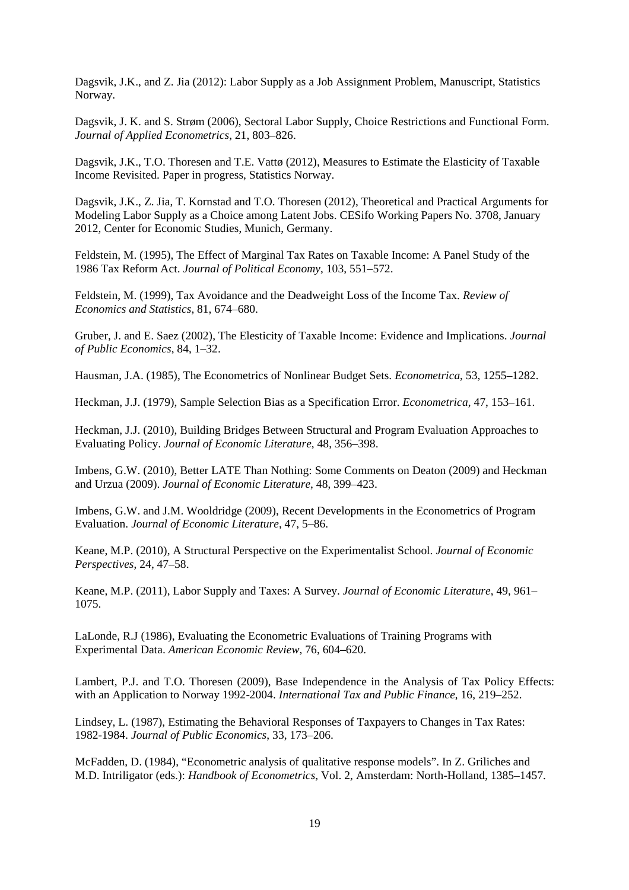Dagsvik, J.K., and Z. Jia (2012): Labor Supply as a Job Assignment Problem, Manuscript, Statistics Norway.

Dagsvik, J. K. and S. Strøm (2006), Sectoral Labor Supply, Choice Restrictions and Functional Form. *Journal of Applied Econometrics*, 21, 803–826.

Dagsvik, J.K., T.O. Thoresen and T.E. Vattø (2012), Measures to Estimate the Elasticity of Taxable Income Revisited. Paper in progress, Statistics Norway.

Dagsvik, J.K., Z. Jia, T. Kornstad and T.O. Thoresen (2012), Theoretical and Practical Arguments for Modeling Labor Supply as a Choice among Latent Jobs. CESifo Working Papers No. 3708, January 2012, Center for Economic Studies, Munich, Germany.

Feldstein, M. (1995), The Effect of Marginal Tax Rates on Taxable Income: A Panel Study of the 1986 Tax Reform Act. *Journal of Political Economy*, 103, 551–572.

Feldstein, M. (1999), Tax Avoidance and the Deadweight Loss of the Income Tax. *Review of Economics and Statistics*, 81, 674–680.

Gruber, J. and E. Saez (2002), The Elasticity of Taxable Income: Evidence and Implications. *Journal of Public Economics*, 84, 1–32.

Hausman, J.A. (1985), The Econometrics of Nonlinear Budget Sets. *Econometrica*, 53, 1255–1282.

Heckman, J.J. (1979), Sample Selection Bias as a Specification Error. *Econometrica*, 47, 153–161.

Heckman, J.J. (2010), Building Bridges Between Structural and Program Evaluation Approaches to Evaluating Policy. *Journal of Economic Literature*, 48, 356–398.

Imbens, G.W. (2010), Better LATE Than Nothing: Some Comments on Deaton (2009) and Heckman and Urzua (2009). *Journal of Economic Literature*, 48, 399–423.

Imbens, G.W. and J.M. Wooldridge (2009), Recent Developments in the Econometrics of Program Evaluation. *Journal of Economic Literature*, 47, 5–86.

Keane, M.P. (2010), A Structural Perspective on the Experimentalist School. *Journal of Economic Perspectives*, 24, 47–58.

Keane, M.P. (2011), Labor Supply and Taxes: A Survey. *Journal of Economic Literature*, 49, 961–1075.

LaLonde, R.J (1986), Evaluating the Econometric Evaluations of Training Programs with Experimental Data. *American Economic Review*, 76, 604–620.

Lambert, P.J. and T.O. Thoresen (2009), Base Independence in the Analysis of Tax Policy Effects: with an Application to Norway 1992-2004. *International Tax and Public Finance*, 16, 219–252.

Lindsey, L. (1987), Estimating the Behavioral Responses of Taxpayers to Changes in Tax Rates: 1982-1984. *Journal of Public Economics*, 33, 173–206.

McFadden, D. (1984), "Econometric analysis of qualitative response models". In Z. Griliches and M.D. Intriligator (eds.): *Handbook of Econometrics*, Vol. 2, Amsterdam: North-Holland, 1385–1457.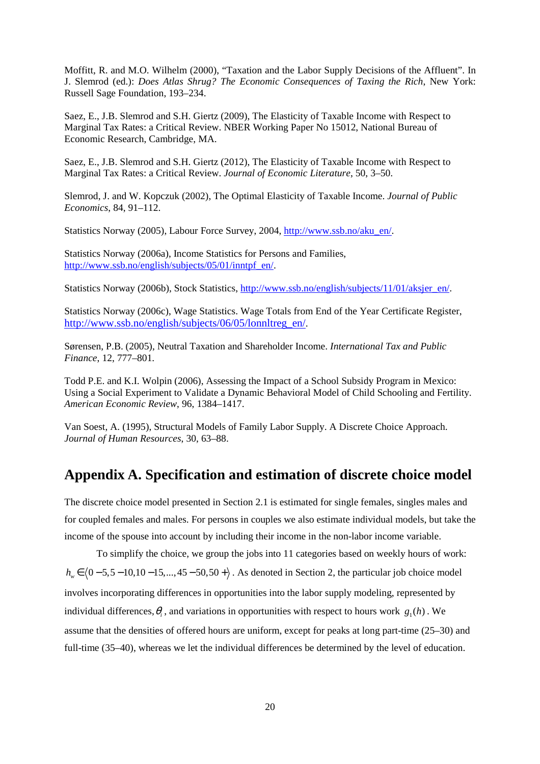Moffitt, R. and M.O. Wilhelm (2000), "Taxation and the Labor Supply Decisions of the Affluent". In J. Slemrod (ed.): *Does Atlas Shrug? The Economic Consequences of Taxing the Rich*, New York: Russell Sage Foundation, 193–234.

Saez, E., J.B. Slemrod and S.H. Giertz (2009), The Elasticity of Taxable Income with Respect to Marginal Tax Rates: a Critical Review. NBER Working Paper No 15012, National Bureau of Economic Research, Cambridge, MA.

Saez, E., J.B. Slemrod and S.H. Giertz (2012), The Elasticity of Taxable Income with Respect to Marginal Tax Rates: a Critical Review. *Journal of Economic Literature*, 50, 3–50.

Slemrod, J. and W. Kopczuk (2002), The Optimal Elasticity of Taxable Income. *Journal of Public Economics*, 84, 91–112.

Statistics Norway (2005), Labour Force Survey, 2004, http://www.ssb.no/aku_en/.

Statistics Norway (2006a), Income Statistics for Persons and Families, http://www.ssb.no/english/subjects/05/01/inntpf_en/.

Statistics Norway (2006b), Stock Statistics, http://www.ssb.no/english/subjects/11/01/aksjer_en/.

Statistics Norway (2006c), Wage Statistics. Wage Totals from End of the Year Certificate Register, http://www.ssb.no/english/subjects/06/05/lonnltreg_en/.

Sørensen, P.B. (2005), Neutral Taxation and Shareholder Income. *International Tax and Public Finance*, 12, 777–801.

Todd P.E. and K.I. Wolpin (2006), Assessing the Impact of a School Subsidy Program in Mexico: Using a Social Experiment to Validate a Dynamic Behavioral Model of Child Schooling and Fertility. *American Economic Review*, 96, 1384–1417.

Van Soest, A. (1995), Structural Models of Family Labor Supply. A Discrete Choice Approach. *Journal of Human Resources*, 30, 63–88.

# Appendix A. Specification and estimation of discrete choice model

The discrete choice model presented in Section 2.1 is estimated for single females, singles males and for coupled females and males. For persons in couples we also estimate individual models, but take the income of the spouse into account by including their income in the non-labor income variable.

To simplify the choice, we group the jobs into 11 categories based on weekly hours of work: $h_w \in \langle 0-5, 5-10, 10-15, ..., 45-50, 50+ \rangle$. As denoted in Section 2, the particular job choice model involves incorporating differences in opportunities into the labor supply modeling, represented by individual differences, $\theta_i$, and variations in opportunities with respect to hours work $g_1(h)$. We assume that the densities of offered hours are uniform, except for peaks at long part-time (25–30) and full-time (35–40), whereas we let the individual differences be determined by the level of education.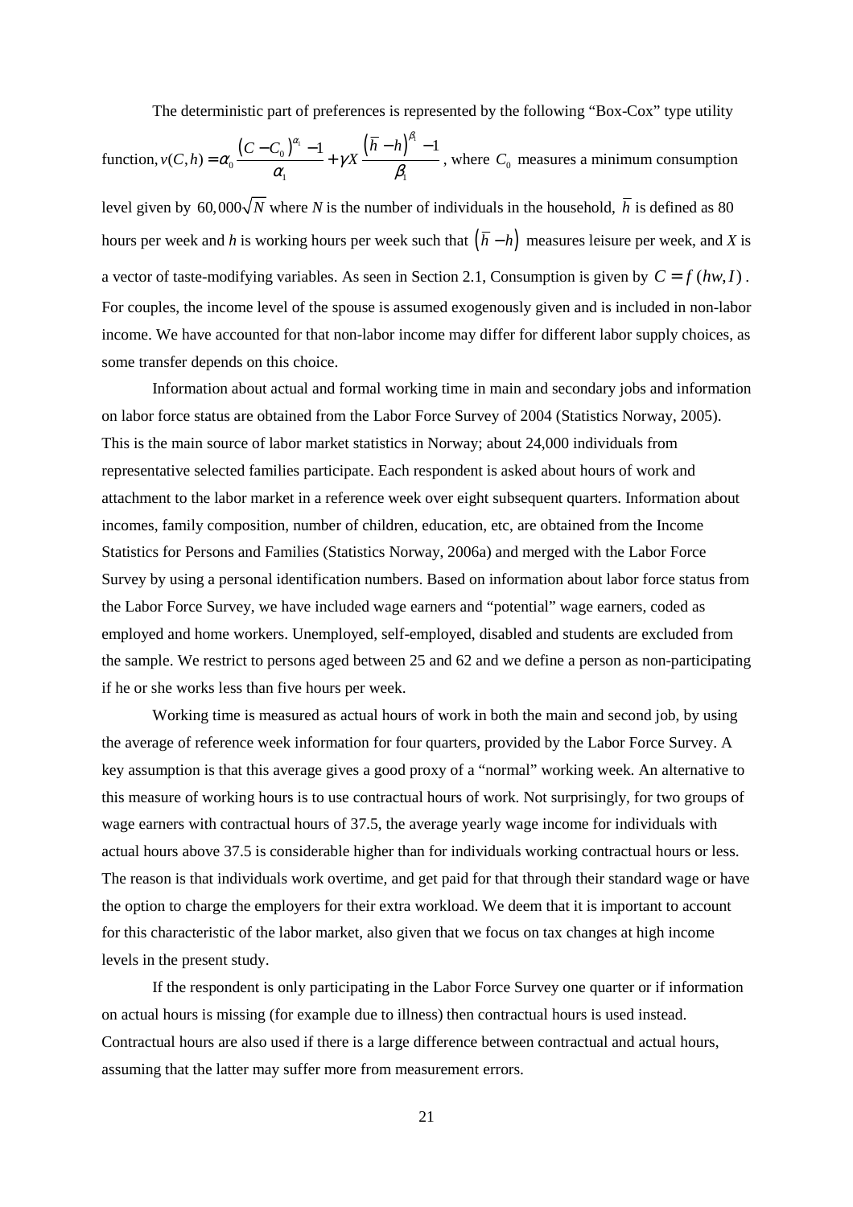The deterministic part of preferences is represented by the following "Box-Cox" type utility function, $v(C,h) = \alpha_0 \frac{(C - C_0)^{\alpha_1} - 1}{\alpha_1} + \gamma X \frac{(\bar{h} - h)^{\beta_1} - 1}{\beta_1}$, where $C_0$ measures a minimum consumption level given by $60,000\sqrt{N}$ where $N$ is the number of individuals in the household, $\bar{h}$ is defined as 80 hours per week and $h$ is working hours per week such that $(\bar{h} - h)$ measures leisure per week, and $X$ is a vector of taste-modifying variables. As seen in Section 2.1, Consumption is given by $C = f(hw, I)$. For couples, the income level of the spouse is assumed exogenously given and is included in non-labor income. We have accounted for that non-labor income may differ for different labor supply choices, as some transfer depends on this choice.

Information about actual and formal working time in main and secondary jobs and information on labor force status are obtained from the Labor Force Survey of 2004 (Statistics Norway, 2005). This is the main source of labor market statistics in Norway; about 24,000 individuals from representative selected families participate. Each respondent is asked about hours of work and attachment to the labor market in a reference week over eight subsequent quarters. Information about incomes, family composition, number of children, education, etc, are obtained from the Income Statistics for Persons and Families (Statistics Norway, 2006a) and merged with the Labor Force Survey by using a personal identification numbers. Based on information about labor force status from the Labor Force Survey, we have included wage earners and "potential" wage earners, coded as employed and home workers. Unemployed, self-employed, disabled and students are excluded from the sample. We restrict to persons aged between 25 and 62 and we define a person as non-participating if he or she works less than five hours per week.

Working time is measured as actual hours of work in both the main and second job, by using the average of reference week information for four quarters, provided by the Labor Force Survey. A key assumption is that this average gives a good proxy of a "normal" working week. An alternative to this measure of working hours is to use contractual hours of work. Not surprisingly, for two groups of wage earners with contractual hours of 37.5, the average yearly wage income for individuals with actual hours above 37.5 is considerable higher than for individuals working contractual hours or less. The reason is that individuals work overtime, and get paid for that through their standard wage or have the option to charge the employers for their extra workload. We deem that it is important to account for this characteristic of the labor market, also given that we focus on tax changes at high income levels in the present study.

If the respondent is only participating in the Labor Force Survey one quarter or if information on actual hours is missing (for example due to illness) then contractual hours is used instead. Contractual hours are also used if there is a large difference between contractual and actual hours, assuming that the latter may suffer more from measurement errors.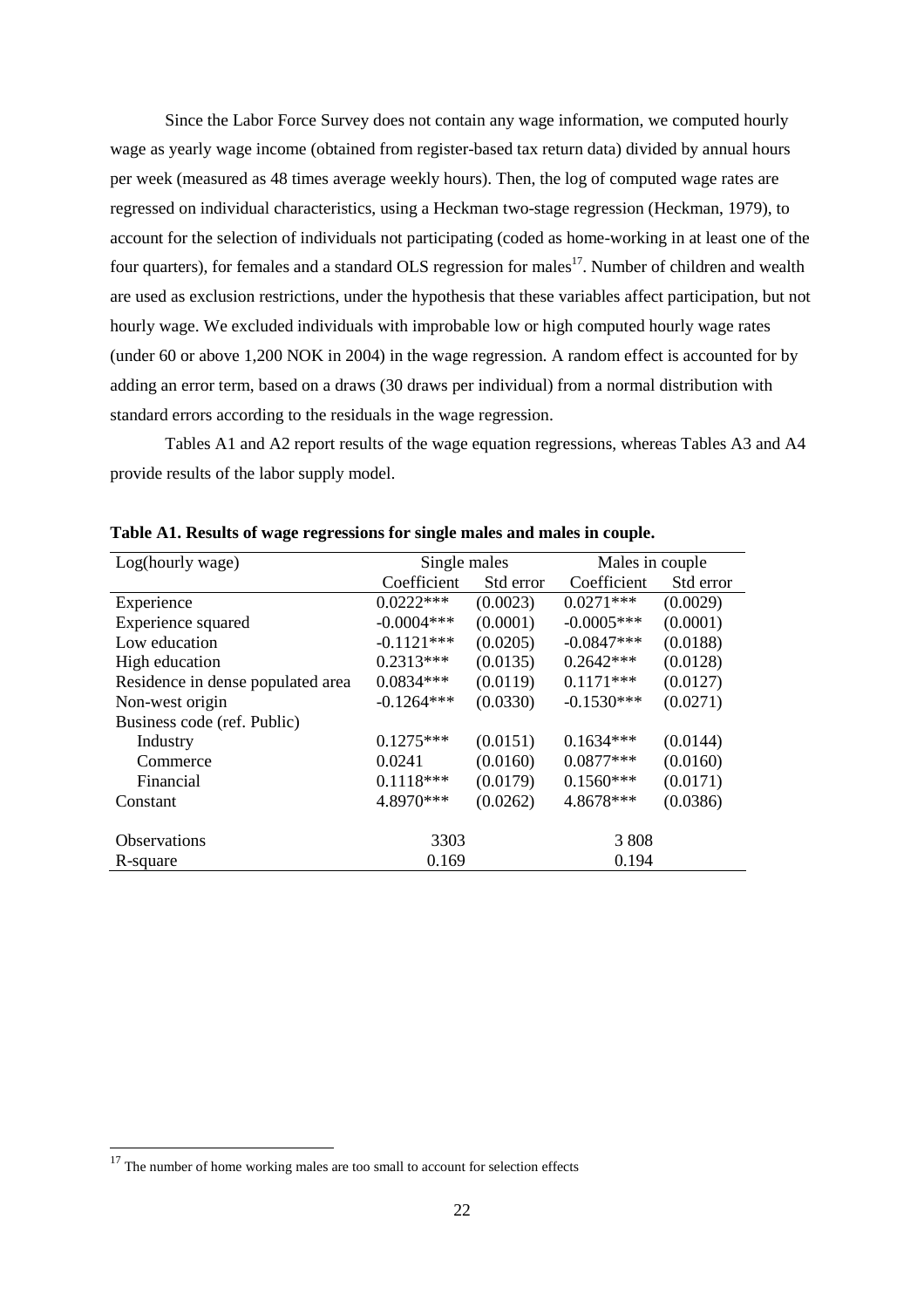Since the Labor Force Survey does not contain any wage information, we computed hourly wage as yearly wage income (obtained from register-based tax return data) divided by annual hours per week (measured as 48 times average weekly hours). Then, the log of computed wage rates are regressed on individual characteristics, using a Heckman two-stage regression (Heckman, 1979), to account for the selection of individuals not participating (coded as home-working in at least one of the four quarters), for females and a standard OLS regression for males[17]. Number of children and wealth are used as exclusion restrictions, under the hypothesis that these variables affect participation, but not hourly wage. We excluded individuals with improbable low or high computed hourly wage rates (under 60 or above 1,200 NOK in 2004) in the wage regression. A random effect is accounted for by adding an error term, based on a draws (30 draws per individual) from a normal distribution with standard errors according to the residuals in the wage regression.

Tables A1 and A2 report results of the wage equation regressions, whereas Tables A3 and A4 provide results of the labor supply model.

**Table A1. Results of wage regressions for single males and males in couple.**

| Log(hourly wage) | Single males | | Males in couple | |
|---|---|---|---|---|
| | Coefficient | Std error | Coefficient | Std error |
| Experience | 0.0222*** | (0.0023) | 0.0271*** | (0.0029) |
| Experience squared | -0.0004*** | (0.0001) | -0.0005*** | (0.0001) |
| Low education | -0.1121*** | (0.0205) | -0.0847*** | (0.0188) |
| High education | 0.2313*** | (0.0135) | 0.2642*** | (0.0128) |
| Residence in dense populated area | 0.0834*** | (0.0119) | 0.1171*** | (0.0127) |
| Non-west origin | -0.1264*** | (0.0330) | -0.1530*** | (0.0271) |
| Business code (ref. Public) | | | | |
| Industry | 0.1275*** | (0.0151) | 0.1634*** | (0.0144) |
| Commerce | 0.0241 | (0.0160) | 0.0877*** | (0.0160) |
| Financial | 0.1118*** | (0.0179) | 0.1560*** | (0.0171) |
| Constant | 4.8970*** | (0.0262) | 4.8678*** | (0.0386) |
| | | | | |
| Observations | 3303 | | 3 808 | |
| R-square | 0.169 | | 0.194 | |

[17] The number of home working males are too small to account for selection effects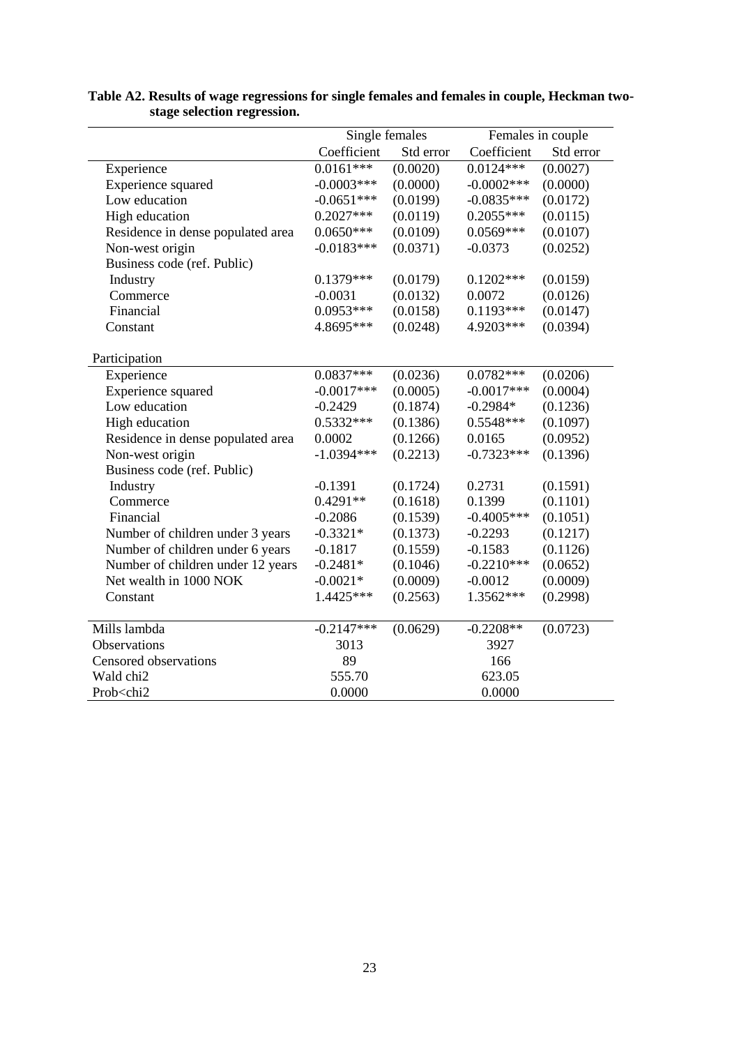**Table A2. Results of wage regressions for single females and females in couple, Heckman two-stage selection regression.**

| | Single females | | Females in couple | |
|---|---|---|---|---|
| | Coefficient | Std error | Coefficient | Std error |
| Experience | 0.0161*** | (0.0020) | 0.0124*** | (0.0027) |
| Experience squared | -0.0003*** | (0.0000) | -0.0002*** | (0.0000) |
| Low education | -0.0651*** | (0.0199) | -0.0835*** | (0.0172) |
| High education | 0.2027*** | (0.0119) | 0.2055*** | (0.0115) |
| Residence in dense populated area | 0.0650*** | (0.0109) | 0.0569*** | (0.0107) |
| Non-west origin | -0.0183*** | (0.0371) | -0.0373 | (0.0252) |
| Business code (ref. Public) | | | | |
| Industry | 0.1379*** | (0.0179) | 0.1202*** | (0.0159) |
| Commerce | -0.0031 | (0.0132) | 0.0072 | (0.0126) |
| Financial | 0.0953*** | (0.0158) | 0.1193*** | (0.0147) |
| Constant | 4.8695*** | (0.0248) | 4.9203*** | (0.0394) |
| | | | | |
| Participation | | | | |
| Experience | 0.0837*** | (0.0236) | 0.0782*** | (0.0206) |
| Experience squared | -0.0017*** | (0.0005) | -0.0017*** | (0.0004) |
| Low education | -0.2429 | (0.1874) | -0.2984* | (0.1236) |
| High education | 0.5332*** | (0.1386) | 0.5548*** | (0.1097) |
| Residence in dense populated area | 0.0002 | (0.1266) | 0.0165 | (0.0952) |
| Non-west origin | -1.0394*** | (0.2213) | -0.7323*** | (0.1396) |
| Business code (ref. Public) | | | | |
| Industry | -0.1391 | (0.1724) | 0.2731 | (0.1591) |
| Commerce | 0.4291** | (0.1618) | 0.1399 | (0.1101) |
| Financial | -0.2086 | (0.1539) | -0.4005*** | (0.1051) |
| Number of children under 3 years | -0.3321* | (0.1373) | -0.2293 | (0.1217) |
| Number of children under 6 years | -0.1817 | (0.1559) | -0.1583 | (0.1126) |
| Number of children under 12 years | -0.2481* | (0.1046) | -0.2210*** | (0.0652) |
| Net wealth in 1000 NOK | -0.0021* | (0.0009) | -0.0012 | (0.0009) |
| Constant | 1.4425*** | (0.2563) | 1.3562*** | (0.2998) |
| | | | | |
| Mills lambda | -0.2147*** | (0.0629) | -0.2208** | (0.0723) |
| Observations | 3013 | | 3927 | |
| Censored observations | 89 | | 166 | |
| Wald chi2 | 555.70 | | 623.05 | |
| Prob<chi2 | 0.0000 | | 0.0000 | |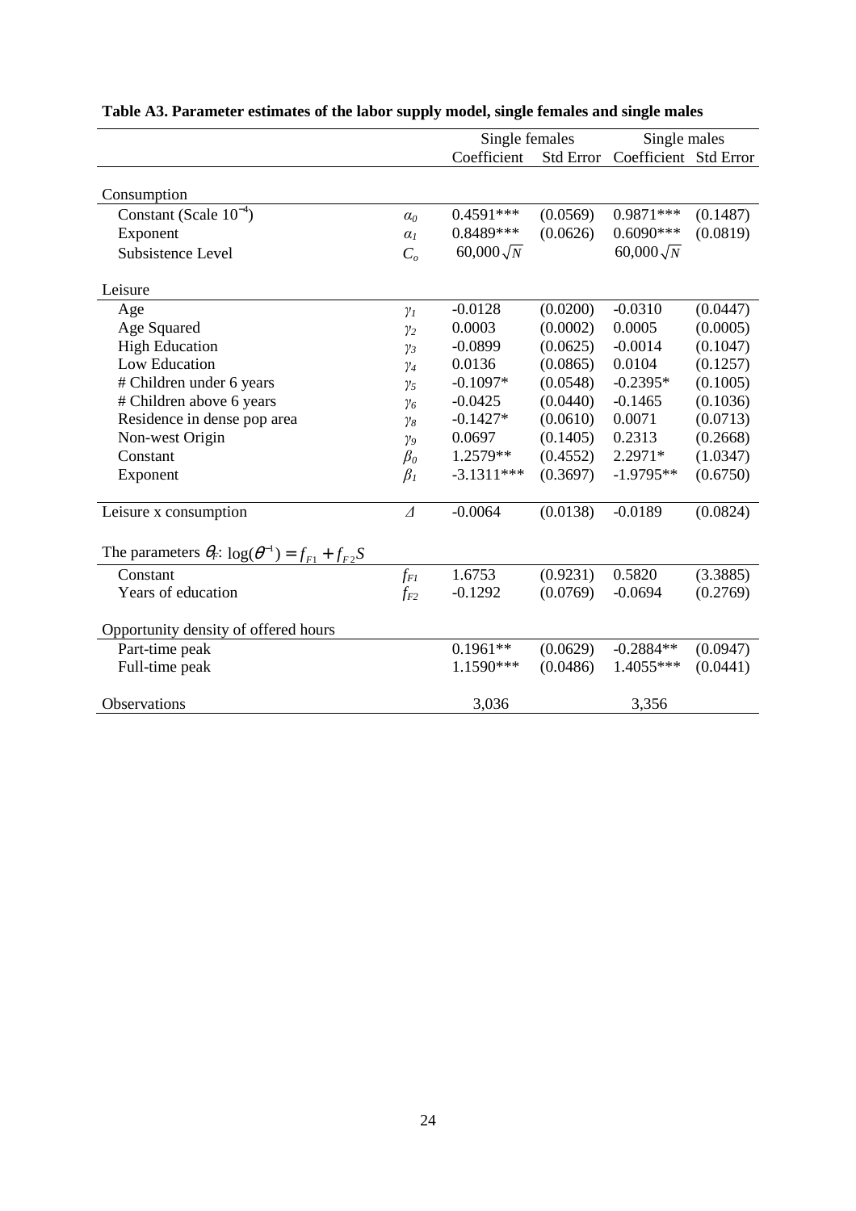**Table A3. Parameter estimates of the labor supply model, single females and single males**

| | | Single females | | Single males | |
|---|---|---|---|---|---|
| | | Coefficient | Std Error | Coefficient | Std Error |
| Consumption | | | | | |
| Constant (Scale $10^{-4}$) | $\alpha_0$ | 0.4591*** | (0.0569) | 0.9871*** | (0.1487) |
| Exponent | $\alpha_1$ | 0.8489*** | (0.0626) | 0.6090*** | (0.0819) |
| Subsistence Level | $C_o$ | $60,000\sqrt{N}$ | | $60,000\sqrt{N}$ | |
| Leisure | | | | | |
| Age | $\gamma_1$ | -0.0128 | (0.0200) | -0.0310 | (0.0447) |
| Age Squared | $\gamma_2$ | 0.0003 | (0.0002) | 0.0005 | (0.0005) |
| High Education | $\gamma_3$ | -0.0899 | (0.0625) | -0.0014 | (0.1047) |
| Low Education | $\gamma_4$ | 0.0136 | (0.0865) | 0.0104 | (0.1257) |
| # Children under 6 years | $\gamma_5$ | -0.1097* | (0.0548) | -0.2395* | (0.1005) |
| # Children above 6 years | $\gamma_6$ | -0.0425 | (0.0440) | -0.1465 | (0.1036) |
| Residence in dense pop area | $\gamma_8$ | -0.1427* | (0.0610) | 0.0071 | (0.0713) |
| Non-west Origin | $\gamma_9$ | 0.0697 | (0.1405) | 0.2313 | (0.2668) |
| Constant | $\beta_0$ | 1.2579** | (0.4552) | 2.2971* | (1.0347) |
| Exponent | $\beta_1$ | -3.1311*** | (0.3697) | -1.9795** | (0.6750) |
| Leisure x consumption | $\Delta$ | -0.0064 | (0.0138) | -0.0189 | (0.0824) |
| The parameters $\theta_F$: $\log(\theta^{-1}) = f_{F1} + f_{F2}S$ | | | | | |
| Constant | $f_{F1}$ | 1.6753 | (0.9231) | 0.5820 | (3.3885) |
| Years of education | $f_{F2}$ | -0.1292 | (0.0769) | -0.0694 | (0.2769) |
| Opportunity density of offered hours | | | | | |
| Part-time peak | | 0.1961** | (0.0629) | -0.2884** | (0.0947) |
| Full-time peak | | 1.1590*** | (0.0486) | 1.4055*** | (0.0441) |
| Observations | | 3,036 | | 3,356 | |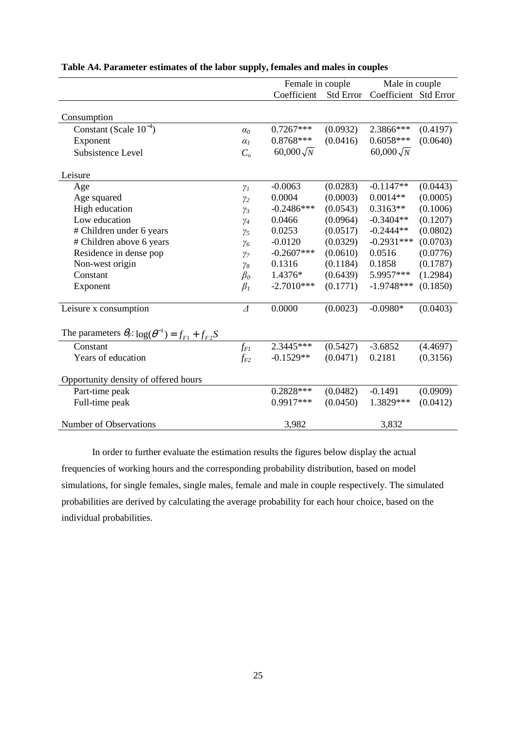**Table A4. Parameter estimates of the labor supply, females and males in couples**

| | | Female in couple | | Male in couple | |
|---|---|---|---|---|---|
| | | Coefficient | Std Error | Coefficient | Std Error |
| Consumption | | | | | |
| Constant (Scale $10^{-4}$) | $\alpha_0$ | 0.7267*** | (0.0932) | 2.3866*** | (0.4197) |
| Exponent | $\alpha_1$ | 0.8768*** | (0.0416) | 0.6058*** | (0.0640) |
| Subsistence Level | $C_o$ | $60{,}000\sqrt{N}$ | | $60{,}000\sqrt{N}$ | |
| Leisure | | | | | |
| Age | $\gamma_1$ | -0.0063 | (0.0283) | -0.1147** | (0.0443) |
| Age squared | $\gamma_2$ | 0.0004 | (0.0003) | 0.0014** | (0.0005) |
| High education | $\gamma_3$ | -0.2486*** | (0.0543) | 0.3163** | (0.1006) |
| Low education | $\gamma_4$ | 0.0466 | (0.0964) | -0.3404** | (0.1207) |
| # Children under 6 years | $\gamma_5$ | 0.0253 | (0.0517) | -0.2444** | (0.0802) |
| # Children above 6 years | $\gamma_6$ | -0.0120 | (0.0329) | -0.2931*** | (0.0703) |
| Residence in dense pop | $\gamma_7$ | -0.2607*** | (0.0610) | 0.0516 | (0.0776) |
| Non-west origin | $\gamma_8$ | 0.1316 | (0.1184) | 0.1858 | (0.1787) |
| Constant | $\beta_0$ | 1.4376* | (0.6439) | 5.9957*** | (1.2984) |
| Exponent | $\beta_1$ | -2.7010*** | (0.1771) | -1.9748*** | (0.1850) |
| Leisure x consumption | $\Delta$ | 0.0000 | (0.0023) | -0.0980* | (0.0403) |
| The parameters $\theta_F$: $\log(\theta^{-1}) = f_{F1} + f_{F2}S$ | | | | | |
| Constant | $f_{F1}$ | 2.3445*** | (0.5427) | -3.6852 | (4.4697) |
| Years of education | $f_{F2}$ | -0.1529** | (0.0471) | 0.2181 | (0.3156) |
| Opportunity density of offered hours | | | | | |
| Part-time peak | | 0.2828*** | (0.0482) | -0.1491 | (0.0909) |
| Full-time peak | | 0.9917*** | (0.0450) | 1.3829*** | (0.0412) |
| Number of Observations | | 3,982 | | 3,832 | |

In order to further evaluate the estimation results the figures below display the actual frequencies of working hours and the corresponding probability distribution, based on model simulations, for single females, single males, female and male in couple respectively. The simulated probabilities are derived by calculating the average probability for each hour choice, based on the individual probabilities.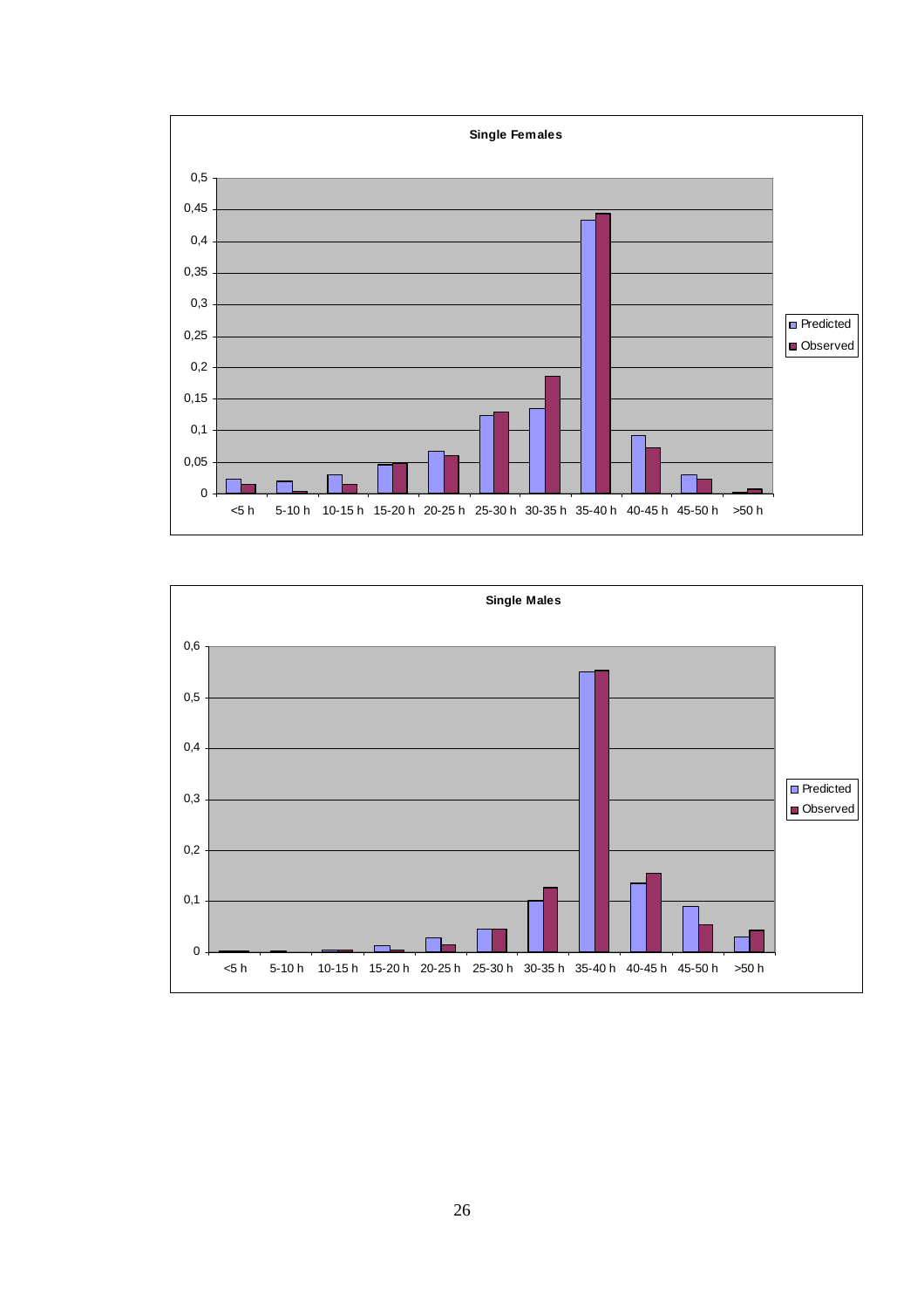**Single Females**

**Single Males**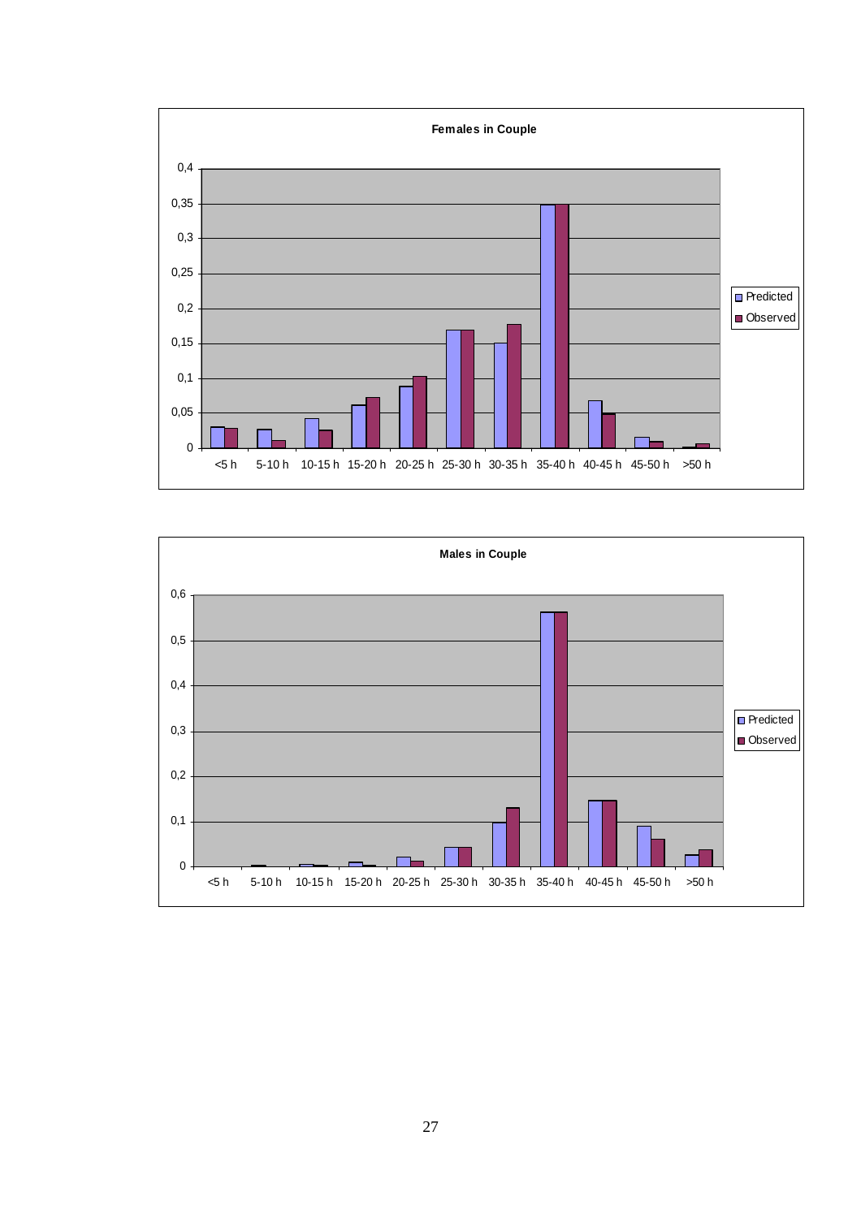**Females in Couple**

Legend: Predicted, Observed

Categories: <5 h, 5-10 h, 10-15 h, 15-20 h, 20-25 h, 25-30 h, 30-35 h, 35-40 h, 40-45 h, 45-50 h, >50 h

Y-axis: 0 to 0,4 (ticks every 0,05)

**Males in Couple**

Legend: Predicted, Observed

Categories: <5 h, 5-10 h, 10-15 h, 15-20 h, 20-25 h, 25-30 h, 30-35 h, 35-40 h, 40-45 h, 45-50 h, >50 h

Y-axis: 0 to 0,6 (ticks every 0,1)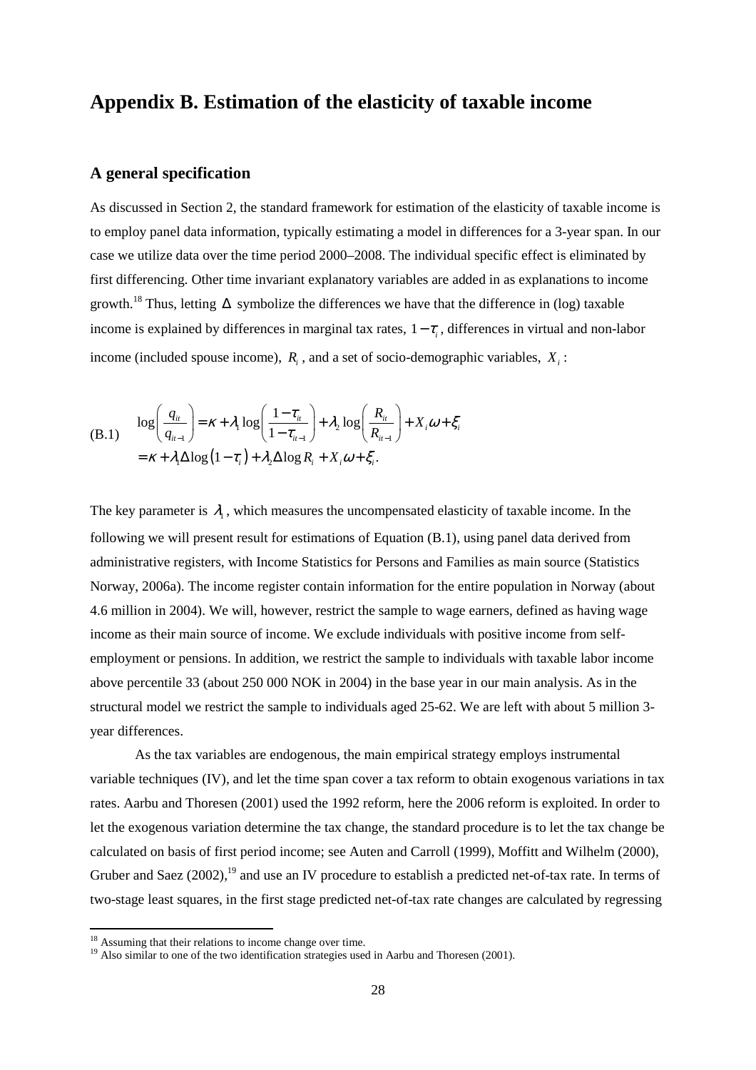# Appendix B. Estimation of the elasticity of taxable income

## A general specification

As discussed in Section 2, the standard framework for estimation of the elasticity of taxable income is to employ panel data information, typically estimating a model in differences for a 3-year span. In our case we utilize data over the time period 2000–2008. The individual specific effect is eliminated by first differencing. Other time invariant explanatory variables are added in as explanations to income growth.[18] Thus, letting $\Delta$ symbolize the differences we have that the difference in (log) taxable income is explained by differences in marginal tax rates, $1-\tau_i$, differences in virtual and non-labor income (included spouse income), $R_i$, and a set of socio-demographic variables, $X_i$:

$$
\text{(B.1)} \quad
\begin{aligned}
\log\left(\frac{q_{it}}{q_{it-1}}\right) &= \kappa + \lambda_1 \log\left(\frac{1-\tau_{it}}{1-\tau_{it-1}}\right) + \lambda_2 \log\left(\frac{R_{it}}{R_{it-1}}\right) + X_i\omega + \xi_i \\
&= \kappa + \lambda_1 \Delta \log\left(1-\tau_i\right) + \lambda_2 \Delta \log R_i + X_i\omega + \xi_i .
\end{aligned}
$$

The key parameter is $\lambda_1$, which measures the uncompensated elasticity of taxable income. In the following we will present result for estimations of Equation (B.1), using panel data derived from administrative registers, with Income Statistics for Persons and Families as main source (Statistics Norway, 2006a). The income register contain information for the entire population in Norway (about 4.6 million in 2004). We will, however, restrict the sample to wage earners, defined as having wage income as their main source of income. We exclude individuals with positive income from self-employment or pensions. In addition, we restrict the sample to individuals with taxable labor income above percentile 33 (about 250 000 NOK in 2004) in the base year in our main analysis. As in the structural model we restrict the sample to individuals aged 25-62. We are left with about 5 million 3-year differences.

As the tax variables are endogenous, the main empirical strategy employs instrumental variable techniques (IV), and let the time span cover a tax reform to obtain exogenous variations in tax rates. Aarbu and Thoresen (2001) used the 1992 reform, here the 2006 reform is exploited. In order to let the exogenous variation determine the tax change, the standard procedure is to let the tax change be calculated on basis of first period income; see Auten and Carroll (1999), Moffitt and Wilhelm (2000), Gruber and Saez (2002),[19] and use an IV procedure to establish a predicted net-of-tax rate. In terms of two-stage least squares, in the first stage predicted net-of-tax rate changes are calculated by regressing

[18] Assuming that their relations to income change over time.

[19] Also similar to one of the two identification strategies used in Aarbu and Thoresen (2001).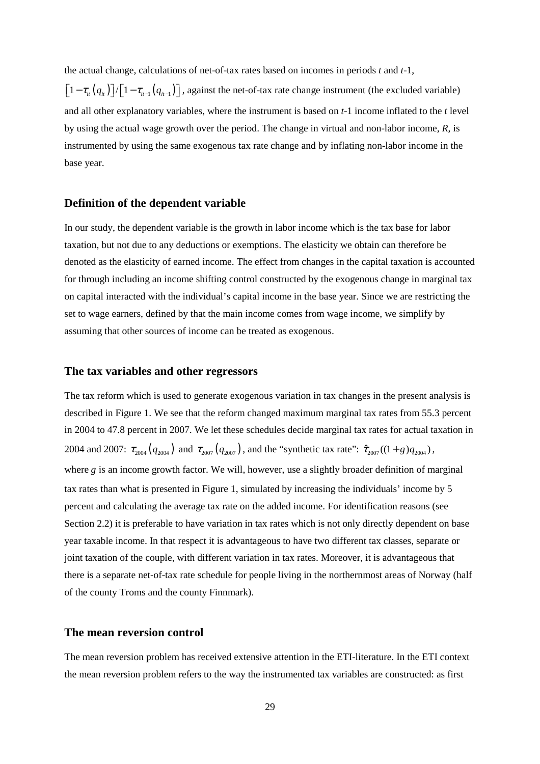the actual change, calculations of net-of-tax rates based on incomes in periods *t* and *t*-1, $\left[1-\tau_{it}\left(q_{it}\right)\right]/\left[1-\tau_{it-1}\left(q_{it-1}\right)\right]$, against the net-of-tax rate change instrument (the excluded variable) and all other explanatory variables, where the instrument is based on *t*-1 income inflated to the *t* level by using the actual wage growth over the period. The change in virtual and non-labor income, *R*, is instrumented by using the same exogenous tax rate change and by inflating non-labor income in the base year.

## Definition of the dependent variable

In our study, the dependent variable is the growth in labor income which is the tax base for labor taxation, but not due to any deductions or exemptions. The elasticity we obtain can therefore be denoted as the elasticity of earned income. The effect from changes in the capital taxation is accounted for through including an income shifting control constructed by the exogenous change in marginal tax on capital interacted with the individual's capital income in the base year. Since we are restricting the set to wage earners, defined by that the main income comes from wage income, we simplify by assuming that other sources of income can be treated as exogenous.

## The tax variables and other regressors

The tax reform which is used to generate exogenous variation in tax changes in the present analysis is described in Figure 1. We see that the reform changed maximum marginal tax rates from 55.3 percent in 2004 to 47.8 percent in 2007. We let these schedules decide marginal tax rates for actual taxation in 2004 and 2007: $\tau_{2004}\left(q_{2004}\right)$ and $\tau_{2007}\left(q_{2007}\right)$, and the "synthetic tax rate": $\hat{\tau}_{2007}((1+g)q_{2004})$, where *g* is an income growth factor. We will, however, use a slightly broader definition of marginal tax rates than what is presented in Figure 1, simulated by increasing the individuals' income by 5 percent and calculating the average tax rate on the added income. For identification reasons (see Section 2.2) it is preferable to have variation in tax rates which is not only directly dependent on base year taxable income. In that respect it is advantageous to have two different tax classes, separate or joint taxation of the couple, with different variation in tax rates. Moreover, it is advantageous that there is a separate net-of-tax rate schedule for people living in the northernmost areas of Norway (half of the county Troms and the county Finnmark).

## The mean reversion control

The mean reversion problem has received extensive attention in the ETI-literature. In the ETI context the mean reversion problem refers to the way the instrumented tax variables are constructed: as first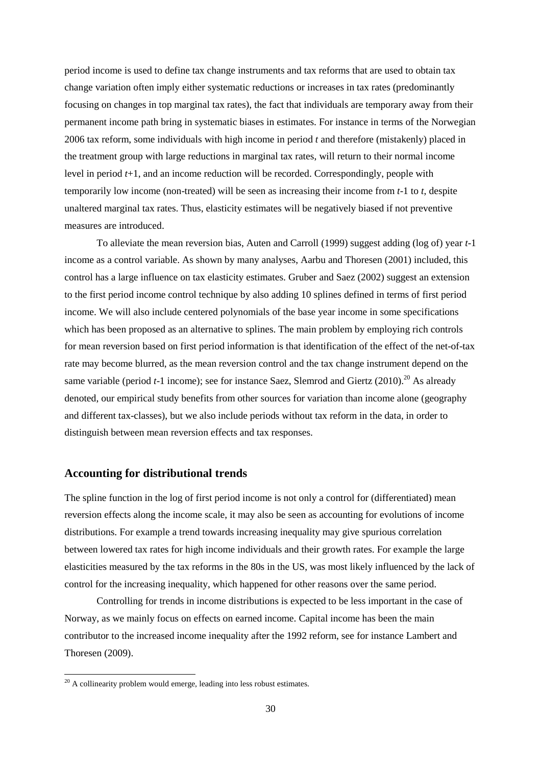period income is used to define tax change instruments and tax reforms that are used to obtain tax change variation often imply either systematic reductions or increases in tax rates (predominantly focusing on changes in top marginal tax rates), the fact that individuals are temporary away from their permanent income path bring in systematic biases in estimates. For instance in terms of the Norwegian 2006 tax reform, some individuals with high income in period *t* and therefore (mistakenly) placed in the treatment group with large reductions in marginal tax rates, will return to their normal income level in period *t*+1, and an income reduction will be recorded. Correspondingly, people with temporarily low income (non-treated) will be seen as increasing their income from *t*-1 to *t*, despite unaltered marginal tax rates. Thus, elasticity estimates will be negatively biased if not preventive measures are introduced.

To alleviate the mean reversion bias, Auten and Carroll (1999) suggest adding (log of) year *t*-1 income as a control variable. As shown by many analyses, Aarbu and Thoresen (2001) included, this control has a large influence on tax elasticity estimates. Gruber and Saez (2002) suggest an extension to the first period income control technique by also adding 10 splines defined in terms of first period income. We will also include centered polynomials of the base year income in some specifications which has been proposed as an alternative to splines. The main problem by employing rich controls for mean reversion based on first period information is that identification of the effect of the net-of-tax rate may become blurred, as the mean reversion control and the tax change instrument depend on the same variable (period *t*-1 income); see for instance Saez, Slemrod and Giertz (2010).[20] As already denoted, our empirical study benefits from other sources for variation than income alone (geography and different tax-classes), but we also include periods without tax reform in the data, in order to distinguish between mean reversion effects and tax responses.

## Accounting for distributional trends

The spline function in the log of first period income is not only a control for (differentiated) mean reversion effects along the income scale, it may also be seen as accounting for evolutions of income distributions. For example a trend towards increasing inequality may give spurious correlation between lowered tax rates for high income individuals and their growth rates. For example the large elasticities measured by the tax reforms in the 80s in the US, was most likely influenced by the lack of control for the increasing inequality, which happened for other reasons over the same period.

Controlling for trends in income distributions is expected to be less important in the case of Norway, as we mainly focus on effects on earned income. Capital income has been the main contributor to the increased income inequality after the 1992 reform, see for instance Lambert and Thoresen (2009).

[20] A collinearity problem would emerge, leading into less robust estimates.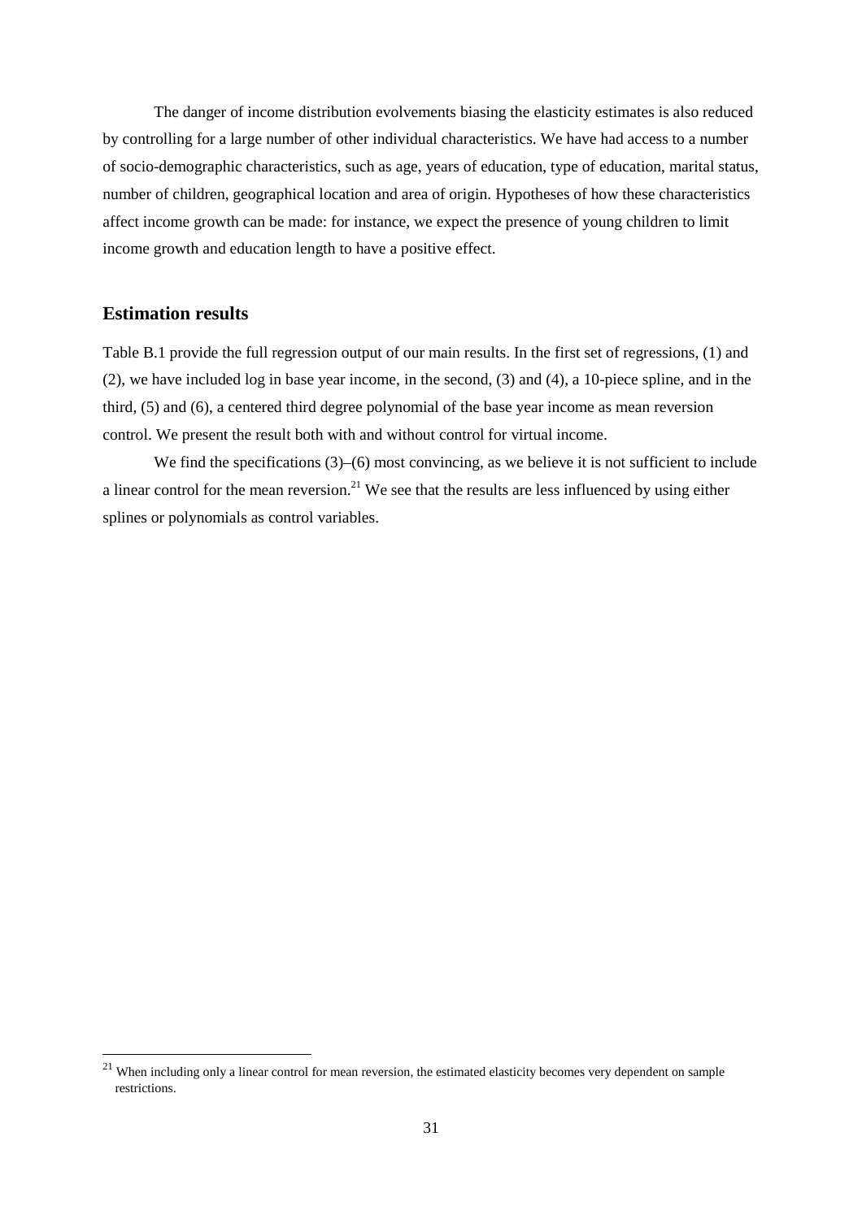The danger of income distribution evolvements biasing the elasticity estimates is also reduced by controlling for a large number of other individual characteristics. We have had access to a number of socio-demographic characteristics, such as age, years of education, type of education, marital status, number of children, geographical location and area of origin. Hypotheses of how these characteristics affect income growth can be made: for instance, we expect the presence of young children to limit income growth and education length to have a positive effect.

## Estimation results

Table B.1 provide the full regression output of our main results. In the first set of regressions, (1) and (2), we have included log in base year income, in the second, (3) and (4), a 10-piece spline, and in the third, (5) and (6), a centered third degree polynomial of the base year income as mean reversion control. We present the result both with and without control for virtual income.

We find the specifications (3)–(6) most convincing, as we believe it is not sufficient to include a linear control for the mean reversion.[21] We see that the results are less influenced by using either splines or polynomials as control variables.

[21] When including only a linear control for mean reversion, the estimated elasticity becomes very dependent on sample restrictions.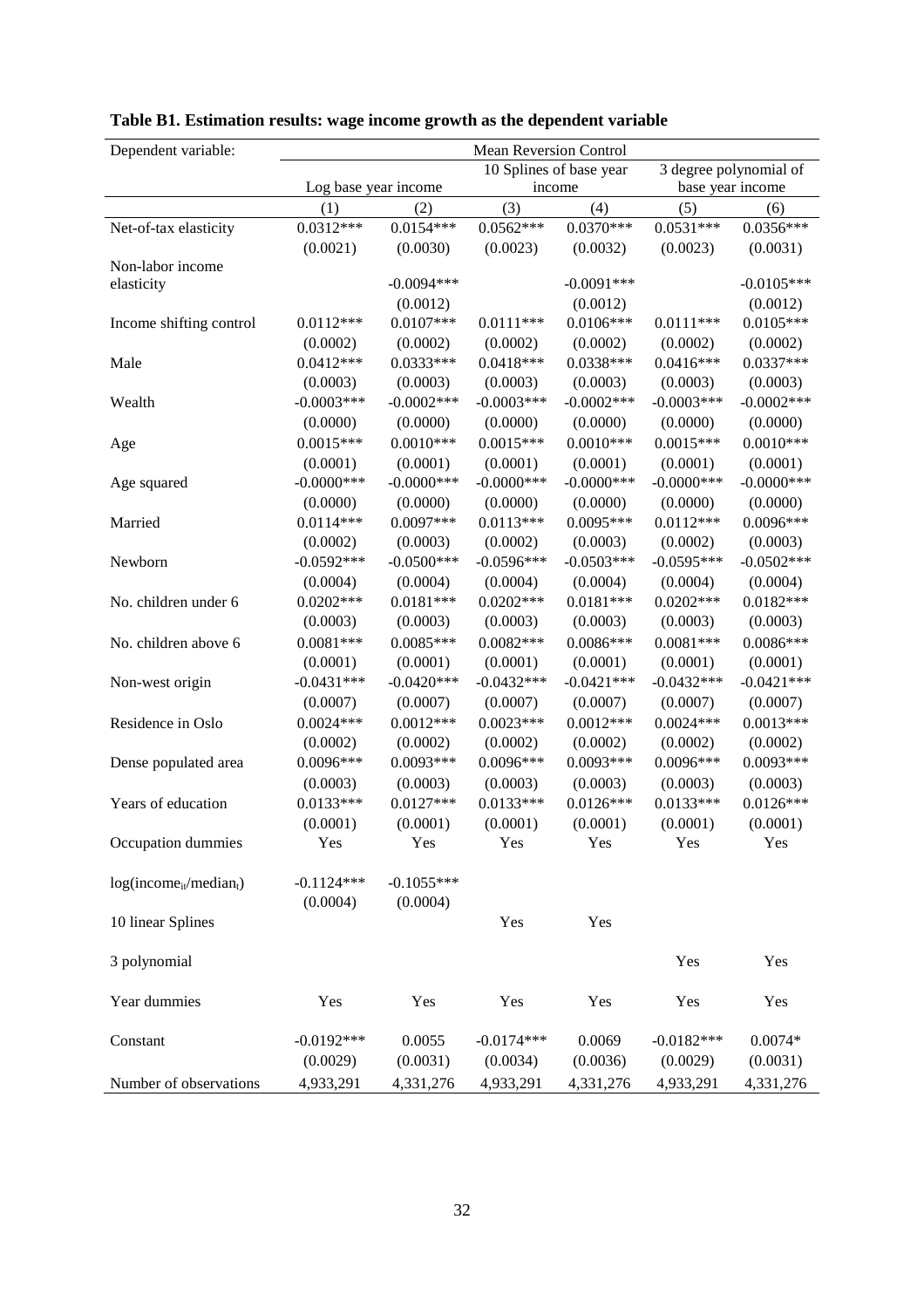**Table B1. Estimation results: wage income growth as the dependent variable**

| Dependent variable: | Mean Reversion Control | | | | | |
|---|---|---|---|---|---|---|
| | Log base year income | | 10 Splines of base year income | | 3 degree polynomial of base year income | |
| | (1) | (2) | (3) | (4) | (5) | (6) |
| Net-of-tax elasticity | 0.0312*** | 0.0154*** | 0.0562*** | 0.0370*** | 0.0531*** | 0.0356*** |
| | (0.0021) | (0.0030) | (0.0023) | (0.0032) | (0.0023) | (0.0031) |
| Non-labor income elasticity | | -0.0094*** | | -0.0091*** | | -0.0105*** |
| | | (0.0012) | | (0.0012) | | (0.0012) |
| Income shifting control | 0.0112*** | 0.0107*** | 0.0111*** | 0.0106*** | 0.0111*** | 0.0105*** |
| | (0.0002) | (0.0002) | (0.0002) | (0.0002) | (0.0002) | (0.0002) |
| Male | 0.0412*** | 0.0333*** | 0.0418*** | 0.0338*** | 0.0416*** | 0.0337*** |
| | (0.0003) | (0.0003) | (0.0003) | (0.0003) | (0.0003) | (0.0003) |
| Wealth | -0.0003*** | -0.0002*** | -0.0003*** | -0.0002*** | -0.0003*** | -0.0002*** |
| | (0.0000) | (0.0000) | (0.0000) | (0.0000) | (0.0000) | (0.0000) |
| Age | 0.0015*** | 0.0010*** | 0.0015*** | 0.0010*** | 0.0015*** | 0.0010*** |
| | (0.0001) | (0.0001) | (0.0001) | (0.0001) | (0.0001) | (0.0001) |
| Age squared | -0.0000*** | -0.0000*** | -0.0000*** | -0.0000*** | -0.0000*** | -0.0000*** |
| | (0.0000) | (0.0000) | (0.0000) | (0.0000) | (0.0000) | (0.0000) |
| Married | 0.0114*** | 0.0097*** | 0.0113*** | 0.0095*** | 0.0112*** | 0.0096*** |
| | (0.0002) | (0.0003) | (0.0002) | (0.0003) | (0.0002) | (0.0003) |
| Newborn | -0.0592*** | -0.0500*** | -0.0596*** | -0.0503*** | -0.0595*** | -0.0502*** |
| | (0.0004) | (0.0004) | (0.0004) | (0.0004) | (0.0004) | (0.0004) |
| No. children under 6 | 0.0202*** | 0.0181*** | 0.0202*** | 0.0181*** | 0.0202*** | 0.0182*** |
| | (0.0003) | (0.0003) | (0.0003) | (0.0003) | (0.0003) | (0.0003) |
| No. children above 6 | 0.0081*** | 0.0085*** | 0.0082*** | 0.0086*** | 0.0081*** | 0.0086*** |
| | (0.0001) | (0.0001) | (0.0001) | (0.0001) | (0.0001) | (0.0001) |
| Non-west origin | -0.0431*** | -0.0420*** | -0.0432*** | -0.0421*** | -0.0432*** | -0.0421*** |
| | (0.0007) | (0.0007) | (0.0007) | (0.0007) | (0.0007) | (0.0007) |
| Residence in Oslo | 0.0024*** | 0.0012*** | 0.0023*** | 0.0012*** | 0.0024*** | 0.0013*** |
| | (0.0002) | (0.0002) | (0.0002) | (0.0002) | (0.0002) | (0.0002) |
| Dense populated area | 0.0096*** | 0.0093*** | 0.0096*** | 0.0093*** | 0.0096*** | 0.0093*** |
| | (0.0003) | (0.0003) | (0.0003) | (0.0003) | (0.0003) | (0.0003) |
| Years of education | 0.0133*** | 0.0127*** | 0.0133*** | 0.0126*** | 0.0133*** | 0.0126*** |
| | (0.0001) | (0.0001) | (0.0001) | (0.0001) | (0.0001) | (0.0001) |
| Occupation dummies | Yes | Yes | Yes | Yes | Yes | Yes |
| $\log(\text{income}_{it}/\text{median}_t)$ | -0.1124*** | -0.1055*** | | | | |
| | (0.0004) | (0.0004) | | | | |
| 10 linear Splines | | | Yes | Yes | | |
| 3 polynomial | | | | | Yes | Yes |
| Year dummies | Yes | Yes | Yes | Yes | Yes | Yes |
| Constant | -0.0192*** | 0.0055 | -0.0174*** | 0.0069 | -0.0182*** | 0.0074* |
| | (0.0029) | (0.0031) | (0.0034) | (0.0036) | (0.0029) | (0.0031) |
| Number of observations | 4,933,291 | 4,331,276 | 4,933,291 | 4,331,276 | 4,933,291 | 4,331,276 |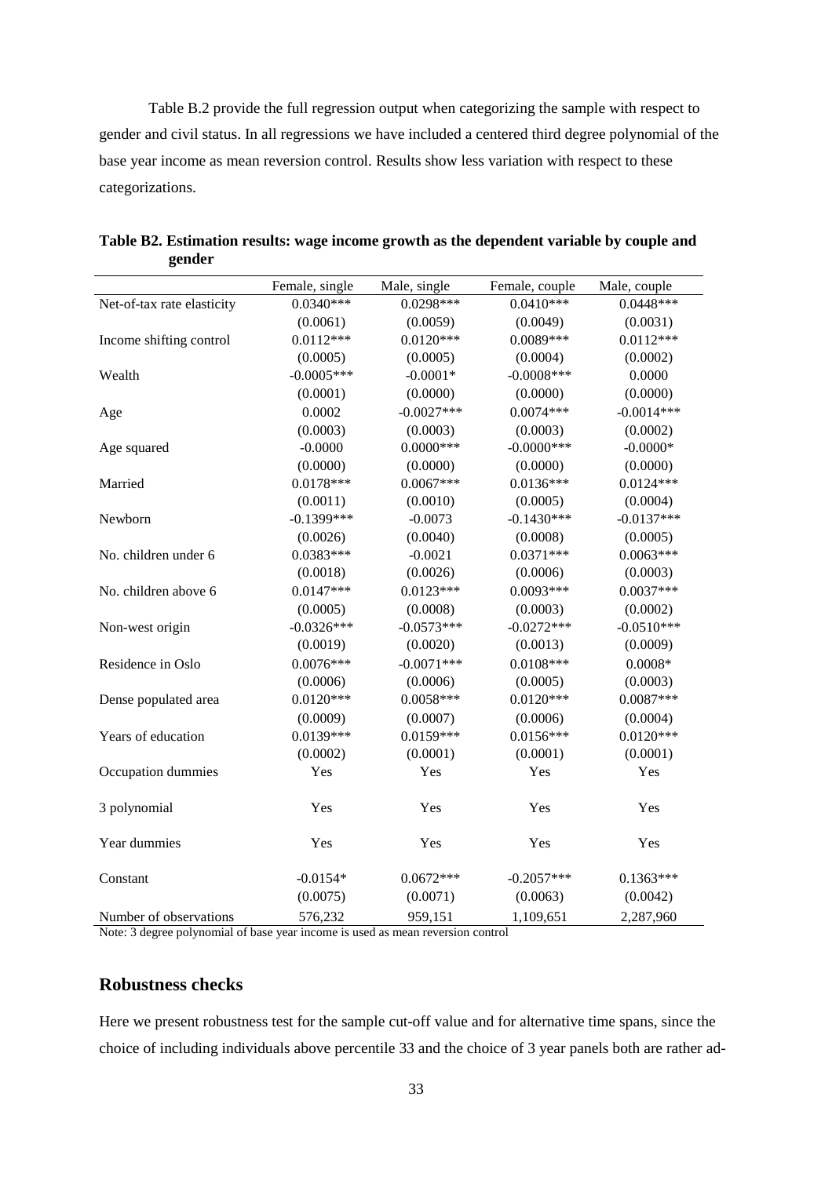Table B.2 provide the full regression output when categorizing the sample with respect to gender and civil status. In all regressions we have included a centered third degree polynomial of the base year income as mean reversion control. Results show less variation with respect to these categorizations.

**Table B2. Estimation results: wage income growth as the dependent variable by couple and gender**

| | Female, single | Male, single | Female, couple | Male, couple |
|---|---|---|---|---|
| Net-of-tax rate elasticity | 0.0340*** | 0.0298*** | 0.0410*** | 0.0448*** |
| | (0.0061) | (0.0059) | (0.0049) | (0.0031) |
| Income shifting control | 0.0112*** | 0.0120*** | 0.0089*** | 0.0112*** |
| | (0.0005) | (0.0005) | (0.0004) | (0.0002) |
| Wealth | -0.0005*** | -0.0001* | -0.0008*** | 0.0000 |
| | (0.0001) | (0.0000) | (0.0000) | (0.0000) |
| Age | 0.0002 | -0.0027*** | 0.0074*** | -0.0014*** |
| | (0.0003) | (0.0003) | (0.0003) | (0.0002) |
| Age squared | -0.0000 | 0.0000*** | -0.0000*** | -0.0000* |
| | (0.0000) | (0.0000) | (0.0000) | (0.0000) |
| Married | 0.0178*** | 0.0067*** | 0.0136*** | 0.0124*** |
| | (0.0011) | (0.0010) | (0.0005) | (0.0004) |
| Newborn | -0.1399*** | -0.0073 | -0.1430*** | -0.0137*** |
| | (0.0026) | (0.0040) | (0.0008) | (0.0005) |
| No. children under 6 | 0.0383*** | -0.0021 | 0.0371*** | 0.0063*** |
| | (0.0018) | (0.0026) | (0.0006) | (0.0003) |
| No. children above 6 | 0.0147*** | 0.0123*** | 0.0093*** | 0.0037*** |
| | (0.0005) | (0.0008) | (0.0003) | (0.0002) |
| Non-west origin | -0.0326*** | -0.0573*** | -0.0272*** | -0.0510*** |
| | (0.0019) | (0.0020) | (0.0013) | (0.0009) |
| Residence in Oslo | 0.0076*** | -0.0071*** | 0.0108*** | 0.0008* |
| | (0.0006) | (0.0006) | (0.0005) | (0.0003) |
| Dense populated area | 0.0120*** | 0.0058*** | 0.0120*** | 0.0087*** |
| | (0.0009) | (0.0007) | (0.0006) | (0.0004) |
| Years of education | 0.0139*** | 0.0159*** | 0.0156*** | 0.0120*** |
| | (0.0002) | (0.0001) | (0.0001) | (0.0001) |
| Occupation dummies | Yes | Yes | Yes | Yes |
| 3 polynomial | Yes | Yes | Yes | Yes |
| Year dummies | Yes | Yes | Yes | Yes |
| Constant | -0.0154* | 0.0672*** | -0.2057*** | 0.1363*** |
| | (0.0075) | (0.0071) | (0.0063) | (0.0042) |
| Number of observations | 576,232 | 959,151 | 1,109,651 | 2,287,960 |

Note: 3 degree polynomial of base year income is used as mean reversion control

## Robustness checks

Here we present robustness test for the sample cut-off value and for alternative time spans, since the choice of including individuals above percentile 33 and the choice of 3 year panels both are rather ad-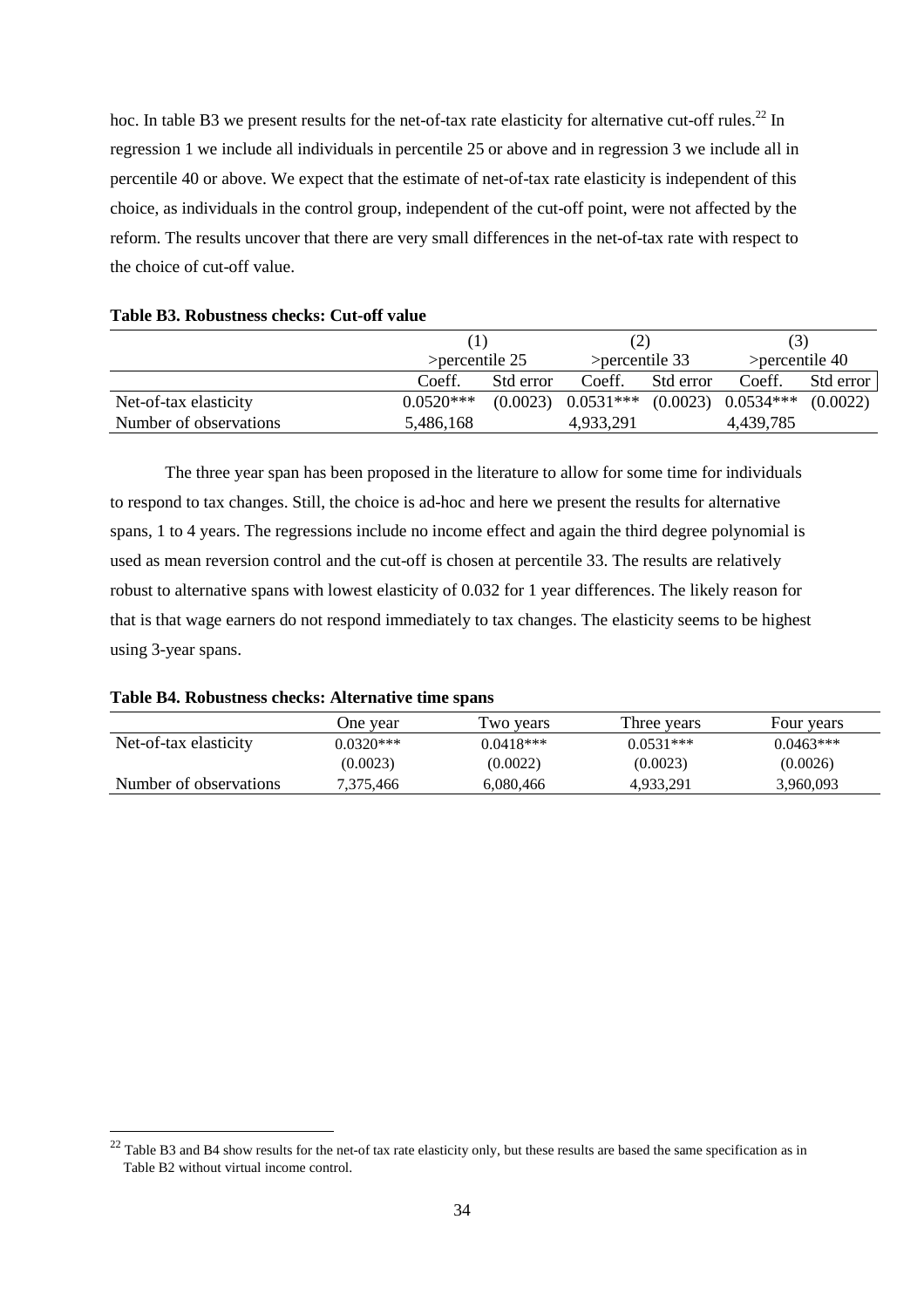hoc. In table B3 we present results for the net-of-tax rate elasticity for alternative cut-off rules.[22] In regression 1 we include all individuals in percentile 25 or above and in regression 3 we include all in percentile 40 or above. We expect that the estimate of net-of-tax rate elasticity is independent of this choice, as individuals in the control group, independent of the cut-off point, were not affected by the reform. The results uncover that there are very small differences in the net-of-tax rate with respect to the choice of cut-off value.

**Table B3. Robustness checks: Cut-off value**

| | (1) | | (2) | | (3) | |
|---|---|---|---|---|---|---|
| | >percentile 25 | | >percentile 33 | | >percentile 40 | |
| | Coeff. | Std error | Coeff. | Std error | Coeff. | Std error |
| Net-of-tax elasticity | 0.0520*** | (0.0023) | 0.0531*** | (0.0023) | 0.0534*** | (0.0022) |
| Number of observations | 5,486,168 | | 4,933,291 | | 4,439,785 | |

The three year span has been proposed in the literature to allow for some time for individuals to respond to tax changes. Still, the choice is ad-hoc and here we present the results for alternative spans, 1 to 4 years. The regressions include no income effect and again the third degree polynomial is used as mean reversion control and the cut-off is chosen at percentile 33. The results are relatively robust to alternative spans with lowest elasticity of 0.032 for 1 year differences. The likely reason for that is that wage earners do not respond immediately to tax changes. The elasticity seems to be highest using 3-year spans.

**Table B4. Robustness checks: Alternative time spans**

| | One year | Two years | Three years | Four years |
|---|---|---|---|---|
| Net-of-tax elasticity | 0.0320*** | 0.0418*** | 0.0531*** | 0.0463*** |
| | (0.0023) | (0.0022) | (0.0023) | (0.0026) |
| Number of observations | 7,375,466 | 6,080,466 | 4,933,291 | 3,960,093 |

[22] Table B3 and B4 show results for the net-of tax rate elasticity only, but these results are based the same specification as in Table B2 without virtual income control.